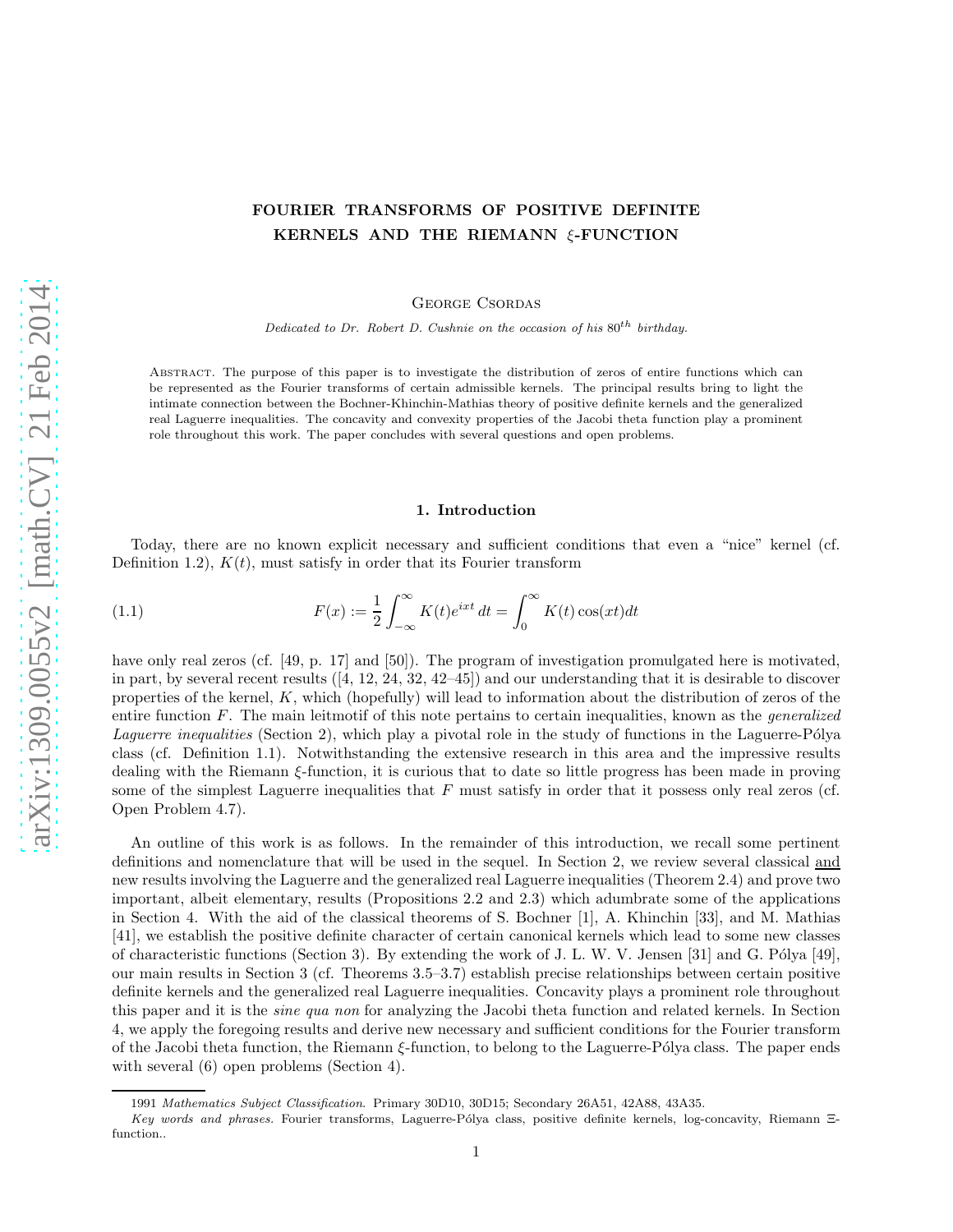# FOURIER TRANSFORMS OF POSITIVE DEFINITE KERNELS AND THE RIEMANN $\xi$-FUNCTION

George Csordas

*Dedicated to Dr. Robert D. Cushnie on the occasion of his $80^{th}$ birthday.*

Abstract. The purpose of this paper is to investigate the distribution of zeros of entire functions which can be represented as the Fourier transforms of certain admissible kernels. The principal results bring to light the intimate connection between the Bochner-Khinchin-Mathias theory of positive definite kernels and the generalized real Laguerre inequalities. The concavity and convexity properties of the Jacobi theta function play a prominent role throughout this work. The paper concludes with several questions and open problems.

## 1. Introduction

Today, there are no known explicit necessary and sufficient conditions that even a "nice" kernel (cf. Definition 1.2), $K(t)$, must satisfy in order that its Fourier transform

$$F(x) := \frac{1}{2}\int_{-\infty}^{\infty} K(t)e^{ixt}\,dt = \int_{0}^{\infty} K(t)\cos(xt)dt \tag{1.1}$$

have only real zeros (cf. [49, p. 17] and [50]). The program of investigation promulgated here is motivated, in part, by several recent results ([4, 12, 24, 32, 42–45]) and our understanding that it is desirable to discover properties of the kernel, $K$, which (hopefully) will lead to information about the distribution of zeros of the entire function $F$. The main leitmotif of this note pertains to certain inequalities, known as the *generalized Laguerre inequalities* (Section 2), which play a pivotal role in the study of functions in the Laguerre-Pólya class (cf. Definition 1.1). Notwithstanding the extensive research in this area and the impressive results dealing with the Riemann $\xi$-function, it is curious that to date so little progress has been made in proving some of the simplest Laguerre inequalities that $F$ must satisfy in order that it possess only real zeros (cf. Open Problem 4.7).

An outline of this work is as follows. In the remainder of this introduction, we recall some pertinent definitions and nomenclature that will be used in the sequel. In Section 2, we review several classical and new results involving the Laguerre and the generalized real Laguerre inequalities (Theorem 2.4) and prove two important, albeit elementary, results (Propositions 2.2 and 2.3) which adumbrate some of the applications in Section 4. With the aid of the classical theorems of S. Bochner [1], A. Khinchin [33], and M. Mathias [41], we establish the positive definite character of certain canonical kernels which lead to some new classes of characteristic functions (Section 3). By extending the work of J. L. W. V. Jensen [31] and G. Pólya [49], our main results in Section 3 (cf. Theorems 3.5–3.7) establish precise relationships between certain positive definite kernels and the generalized real Laguerre inequalities. Concavity plays a prominent role throughout this paper and it is the *sine qua non* for analyzing the Jacobi theta function and related kernels. In Section 4, we apply the foregoing results and derive new necessary and sufficient conditions for the Fourier transform of the Jacobi theta function, the Riemann $\xi$-function, to belong to the Laguerre-Pólya class. The paper ends with several (6) open problems (Section 4).

1991 *Mathematics Subject Classification.* Primary 30D10, 30D15; Secondary 26A51, 42A88, 43A35.

*Key words and phrases.* Fourier transforms, Laguerre-Pólya class, positive definite kernels, log-concavity, Riemann $\Xi$-function..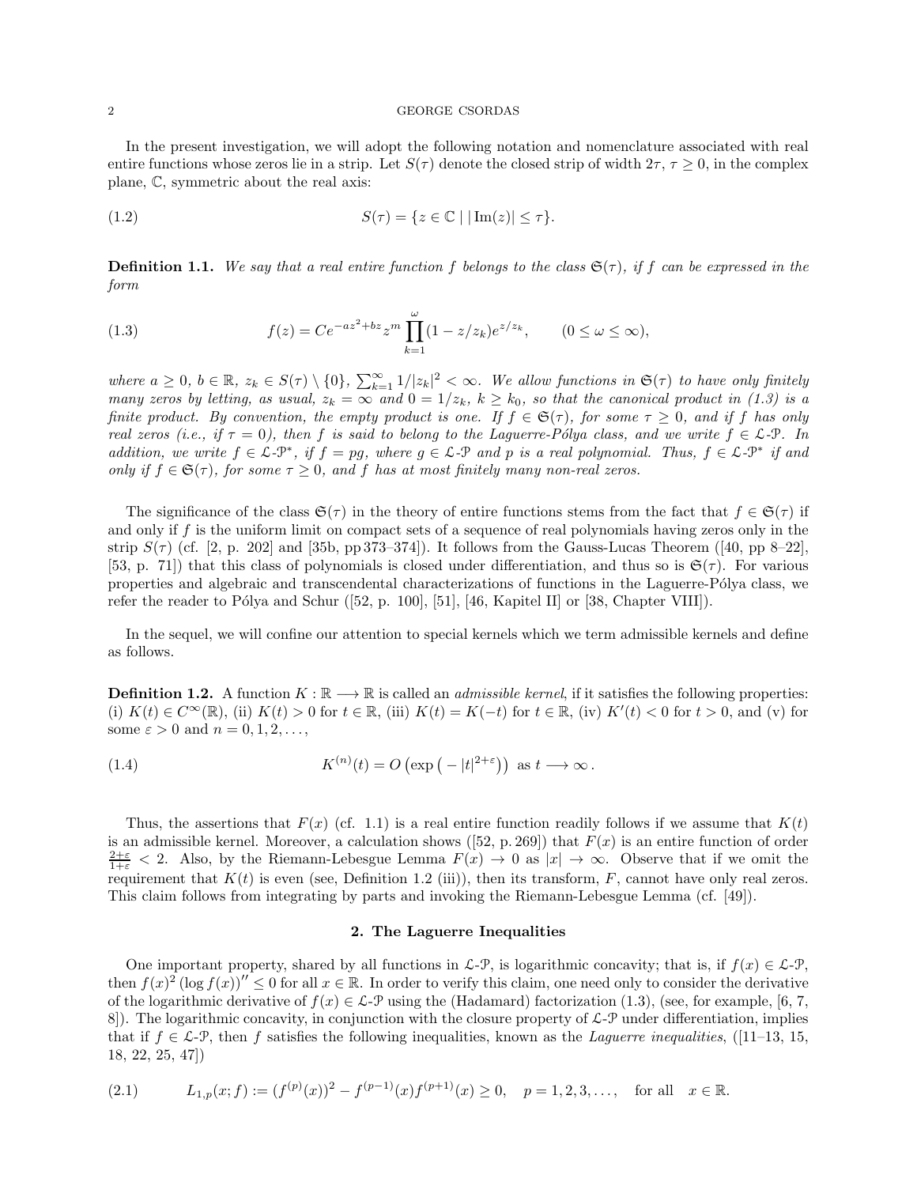In the present investigation, we will adopt the following notation and nomenclature associated with real entire functions whose zeros lie in a strip. Let $S(\tau)$ denote the closed strip of width $2\tau$, $\tau \geq 0$, in the complex plane, $\mathbb{C}$, symmetric about the real axis:

$$S(\tau) = \{z \in \mathbb{C} \mid |\operatorname{Im}(z)| \leq \tau\}. \tag{1.2}$$

**Definition 1.1.** *We say that a real entire function $f$ belongs to the class $\mathfrak{S}(\tau)$, if $f$ can be expressed in the form*

$$f(z) = Ce^{-az^2+bz} z^m \prod_{k=1}^{\omega} (1 - z/z_k) e^{z/z_k}, \qquad (0 \leq \omega \leq \infty), \tag{1.3}$$

*where $a \geq 0$, $b \in \mathbb{R}$, $z_k \in S(\tau) \setminus \{0\}$, $\sum_{k=1}^{\infty} 1/|z_k|^2 < \infty$. We allow functions in $\mathfrak{S}(\tau)$ to have only finitely many zeros by letting, as usual, $z_k = \infty$ and $0 = 1/z_k$, $k \geq k_0$, so that the canonical product in (1.3) is a finite product. By convention, the empty product is one. If $f \in \mathfrak{S}(\tau)$, for some $\tau \geq 0$, and if $f$ has only real zeros (i.e., if $\tau = 0$), then $f$ is said to belong to the Laguerre-Pólya class, and we write $f \in \mathcal{L}\text{-}\mathcal{P}$. In addition, we write $f \in \mathcal{L}\text{-}\mathcal{P}^*$, if $f = pg$, where $g \in \mathcal{L}\text{-}\mathcal{P}$ and $p$ is a real polynomial. Thus, $f \in \mathcal{L}\text{-}\mathcal{P}^*$ if and only if $f \in \mathfrak{S}(\tau)$, for some $\tau \geq 0$, and $f$ has at most finitely many non-real zeros.*

The significance of the class $\mathfrak{S}(\tau)$ in the theory of entire functions stems from the fact that $f \in \mathfrak{S}(\tau)$ if and only if $f$ is the uniform limit on compact sets of a sequence of real polynomials having zeros only in the strip $S(\tau)$ (cf. [2, p. 202] and [35b, pp 373–374]). It follows from the Gauss-Lucas Theorem ([40, pp 8–22], [53, p. 71]) that this class of polynomials is closed under differentiation, and thus so is $\mathfrak{S}(\tau)$. For various properties and algebraic and transcendental characterizations of functions in the Laguerre-Pólya class, we refer the reader to Pólya and Schur ([52, p. 100], [51], [46, Kapitel II] or [38, Chapter VIII]).

In the sequel, we will confine our attention to special kernels which we term admissible kernels and define as follows.

**Definition 1.2.** A function $K : \mathbb{R} \longrightarrow \mathbb{R}$ is called an *admissible kernel*, if it satisfies the following properties: (i) $K(t) \in C^{\infty}(\mathbb{R})$, (ii) $K(t) > 0$ for $t \in \mathbb{R}$, (iii) $K(t) = K(-t)$ for $t \in \mathbb{R}$, (iv) $K'(t) < 0$ for $t > 0$, and (v) for some $\varepsilon > 0$ and $n = 0, 1, 2, \ldots$,

$$K^{(n)}(t) = O\left(\exp\left(-|t|^{2+\varepsilon}\right)\right) \text{ as } t \longrightarrow \infty\,. \tag{1.4}$$

Thus, the assertions that $F(x)$ (cf. 1.1) is a real entire function readily follows if we assume that $K(t)$ is an admissible kernel. Moreover, a calculation shows ([52, p. 269]) that $F(x)$ is an entire function of order $\frac{2+\varepsilon}{1+\varepsilon} < 2$. Also, by the Riemann-Lebesgue Lemma $F(x) \to 0$ as $|x| \to \infty$. Observe that if we omit the requirement that $K(t)$ is even (see, Definition 1.2 (iii)), then its transform, $F$, cannot have only real zeros. This claim follows from integrating by parts and invoking the Riemann-Lebesgue Lemma (cf. [49]).

## 2. The Laguerre Inequalities

One important property, shared by all functions in $\mathcal{L}\text{-}\mathcal{P}$, is logarithmic concavity; that is, if $f(x) \in \mathcal{L}\text{-}\mathcal{P}$, then $f(x)^2 (\log f(x))'' \leq 0$ for all $x \in \mathbb{R}$. In order to verify this claim, one need only to consider the derivative of the logarithmic derivative of $f(x) \in \mathcal{L}\text{-}\mathcal{P}$ using the (Hadamard) factorization (1.3), (see, for example, [6, 7, 8]). The logarithmic concavity, in conjunction with the closure property of $\mathcal{L}\text{-}\mathcal{P}$ under differentiation, implies that if $f \in \mathcal{L}\text{-}\mathcal{P}$, then $f$ satisfies the following inequalities, known as the *Laguerre inequalities*, ([11–13, 15, 18, 22, 25, 47])

$$L_{1,p}(x; f) := (f^{(p)}(x))^2 - f^{(p-1)}(x) f^{(p+1)}(x) \geq 0, \quad p = 1, 2, 3, \ldots, \quad \text{for all} \quad x \in \mathbb{R}. \tag{2.1}$$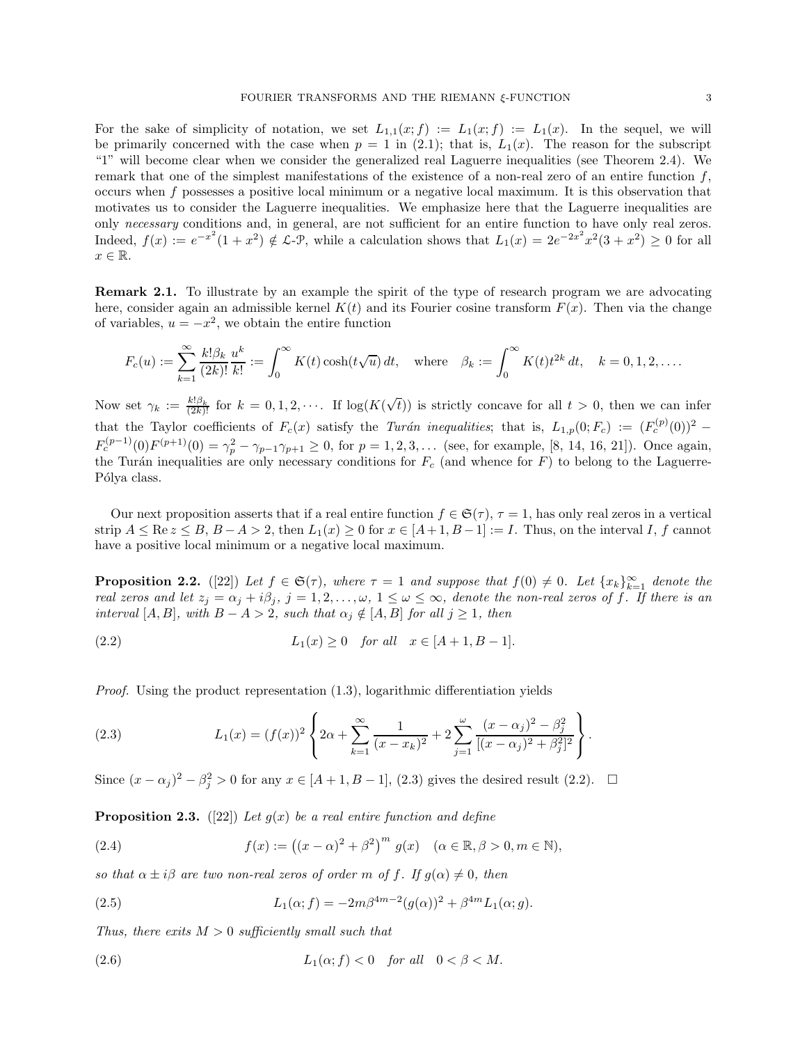For the sake of simplicity of notation, we set $L_{1,1}(x; f) := L_1(x; f) := L_1(x)$. In the sequel, we will be primarily concerned with the case when $p = 1$ in (2.1); that is, $L_1(x)$. The reason for the subscript "1" will become clear when we consider the generalized real Laguerre inequalities (see Theorem 2.4). We remark that one of the simplest manifestations of the existence of a non-real zero of an entire function $f$, occurs when $f$ possesses a positive local minimum or a negative local maximum. It is this observation that motivates us to consider the Laguerre inequalities. We emphasize here that the Laguerre inequalities are only *necessary* conditions and, in general, are not sufficient for an entire function to have only real zeros. Indeed, $f(x) := e^{-x^2}(1 + x^2) \notin \mathcal{L}\text{-}\mathcal{P}$, while a calculation shows that $L_1(x) = 2e^{-2x^2}x^2(3 + x^2) \geq 0$ for all $x \in \mathbb{R}$.

**Remark 2.1.** To illustrate by an example the spirit of the type of research program we are advocating here, consider again an admissible kernel $K(t)$ and its Fourier cosine transform $F(x)$. Then via the change of variables, $u = -x^2$, we obtain the entire function

$$F_c(u) := \sum_{k=1}^{\infty} \frac{k!\beta_k}{(2k)!} \frac{u^k}{k!} := \int_0^{\infty} K(t) \cosh(t\sqrt{u})\, dt, \quad \text{where} \quad \beta_k := \int_0^{\infty} K(t) t^{2k}\, dt, \quad k = 0, 1, 2, \ldots.$$

Now set $\gamma_k := \frac{k!\beta_k}{(2k)!}$ for $k = 0, 1, 2, \cdots$. If $\log(K(\sqrt{t}))$ is strictly concave for all $t > 0$, then we can infer that the Taylor coefficients of $F_c(x)$ satisfy the *Turán inequalities*; that is, $L_{1,p}(0; F_c) := (F_c^{(p)}(0))^2 - F_c^{(p-1)}(0)F^{(p+1)}(0) = \gamma_p^2 - \gamma_{p-1}\gamma_{p+1} \geq 0$, for $p = 1, 2, 3, \ldots$ (see, for example, [8, 14, 16, 21]). Once again, the Turán inequalities are only necessary conditions for $F_c$ (and whence for $F$) to belong to the Laguerre-Pólya class.

Our next proposition asserts that if a real entire function $f \in \mathfrak{S}(\tau)$, $\tau = 1$, has only real zeros in a vertical strip $A \leq \operatorname{Re} z \leq B$, $B - A > 2$, then $L_1(x) \geq 0$ for $x \in [A+1, B-1] := I$. Thus, on the interval $I$, $f$ cannot have a positive local minimum or a negative local maximum.

**Proposition 2.2.** ([22]) *Let $f \in \mathfrak{S}(\tau)$, where $\tau = 1$ and suppose that $f(0) \neq 0$. Let $\{x_k\}_{k=1}^{\infty}$ denote the real zeros and let $z_j = \alpha_j + i\beta_j$, $j = 1, 2, \ldots, \omega$, $1 \leq \omega \leq \infty$, denote the non-real zeros of $f$. If there is an interval $[A, B]$, with $B - A > 2$, such that $\alpha_j \notin [A, B]$ for all $j \geq 1$, then*

$$L_1(x) \geq 0 \quad \text{for all} \quad x \in [A+1, B-1]. \tag{2.2}$$

*Proof.* Using the product representation (1.3), logarithmic differentiation yields

$$L_1(x) = (f(x))^2 \left\{ 2\alpha + \sum_{k=1}^{\infty} \frac{1}{(x - x_k)^2} + 2\sum_{j=1}^{\omega} \frac{(x - \alpha_j)^2 - \beta_j^2}{[(x - \alpha_j)^2 + \beta_j^2]^2} \right\}. \tag{2.3}$$

Since $(x - \alpha_j)^2 - \beta_j^2 > 0$ for any $x \in [A+1, B-1]$, (2.3) gives the desired result (2.2). $\square$

**Proposition 2.3.** ([22]) *Let $g(x)$ be a real entire function and define*

$$f(x) := \left((x - \alpha)^2 + \beta^2\right)^m g(x) \quad (\alpha \in \mathbb{R}, \beta > 0, m \in \mathbb{N}), \tag{2.4}$$

*so that $\alpha \pm i\beta$ are two non-real zeros of order $m$ of $f$. If $g(\alpha) \neq 0$, then*

$$L_1(\alpha; f) = -2m\beta^{4m-2}(g(\alpha))^2 + \beta^{4m} L_1(\alpha; g). \tag{2.5}$$

*Thus, there exits $M > 0$ sufficiently small such that*

$$L_1(\alpha; f) < 0 \quad \text{for all} \quad 0 < \beta < M. \tag{2.6}$$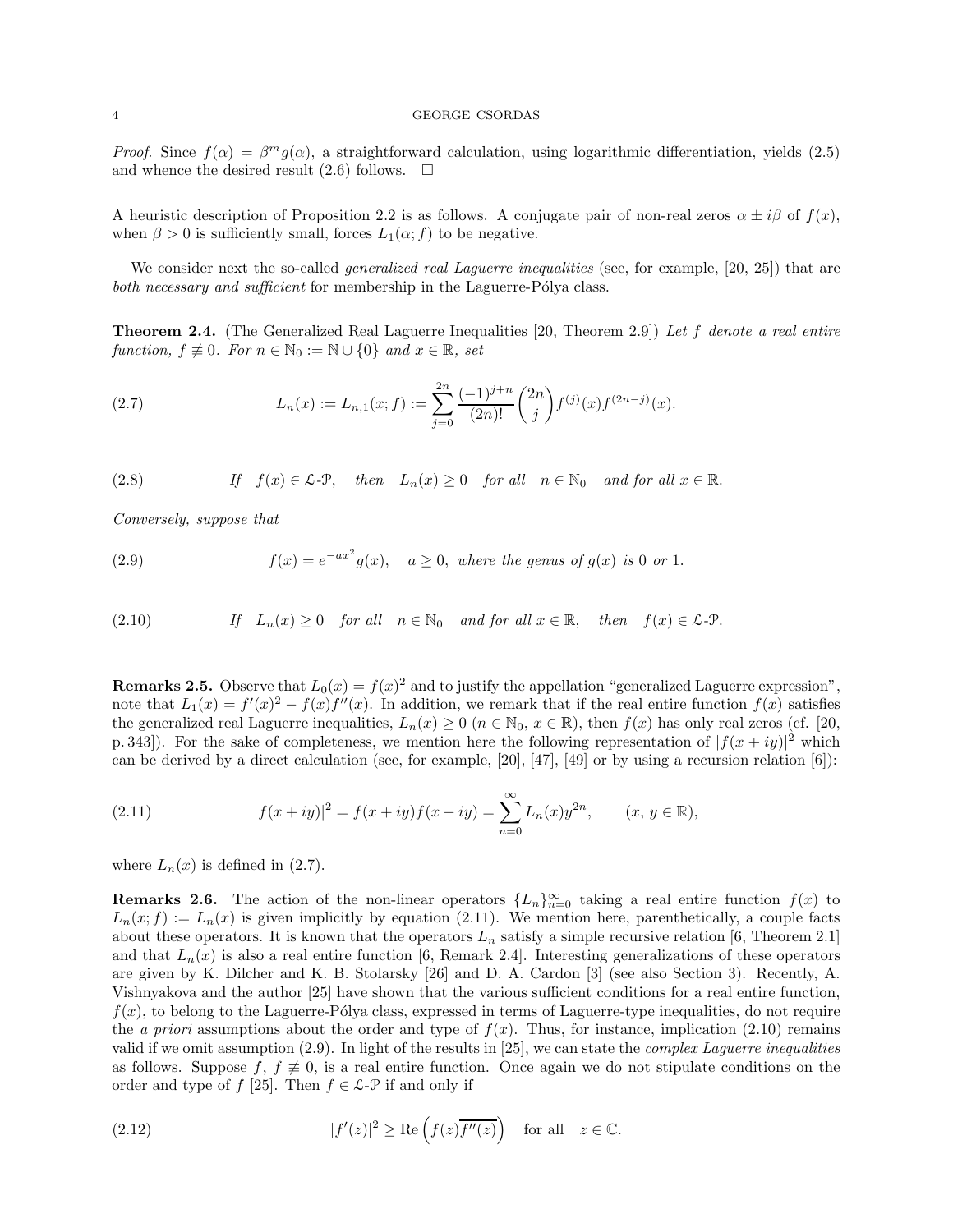*Proof.* Since $f(\alpha) = \beta^m g(\alpha)$, a straightforward calculation, using logarithmic differentiation, yields (2.5) and whence the desired result (2.6) follows. $\square$

A heuristic description of Proposition 2.2 is as follows. A conjugate pair of non-real zeros $\alpha \pm i\beta$ of $f(x)$, when $\beta > 0$ is sufficiently small, forces $L_1(\alpha; f)$ to be negative.

We consider next the so-called *generalized real Laguerre inequalities* (see, for example, [20, 25]) that are *both necessary and sufficient* for membership in the Laguerre-Pólya class.

**Theorem 2.4.** (The Generalized Real Laguerre Inequalities [20, Theorem 2.9]) *Let $f$ denote a real entire function, $f \not\equiv 0$. For $n \in \mathbb{N}_0 := \mathbb{N} \cup \{0\}$ and $x \in \mathbb{R}$, set*

$$L_n(x) := L_{n,1}(x; f) := \sum_{j=0}^{2n} \frac{(-1)^{j+n}}{(2n)!} \binom{2n}{j} f^{(j)}(x) f^{(2n-j)}(x). \tag{2.7}$$

$$\textit{If} \quad f(x) \in \mathcal{L}\text{-}\mathcal{P}, \quad \textit{then} \quad L_n(x) \geq 0 \quad \textit{for all} \quad n \in \mathbb{N}_0 \quad \textit{and for all } x \in \mathbb{R}. \tag{2.8}$$

*Conversely, suppose that*

$$f(x) = e^{-ax^2} g(x), \quad a \geq 0, \ \textit{where the genus of } g(x) \textit{ is } 0 \textit{ or } 1. \tag{2.9}$$

$$\textit{If} \quad L_n(x) \geq 0 \quad \textit{for all} \quad n \in \mathbb{N}_0 \quad \textit{and for all } x \in \mathbb{R}, \quad \textit{then} \quad f(x) \in \mathcal{L}\text{-}\mathcal{P}. \tag{2.10}$$

**Remarks 2.5.** Observe that $L_0(x) = f(x)^2$ and to justify the appellation "generalized Laguerre expression", note that $L_1(x) = f'(x)^2 - f(x)f''(x)$. In addition, we remark that if the real entire function $f(x)$ satisfies the generalized real Laguerre inequalities, $L_n(x) \geq 0$ ($n \in \mathbb{N}_0$, $x \in \mathbb{R}$), then $f(x)$ has only real zeros (cf. [20, p. 343]). For the sake of completeness, we mention here the following representation of $|f(x+iy)|^2$ which can be derived by a direct calculation (see, for example, [20], [47], [49] or by using a recursion relation [6]):

$$|f(x+iy)|^2 = f(x+iy)f(x-iy) = \sum_{n=0}^{\infty} L_n(x) y^{2n}, \qquad (x, y \in \mathbb{R}), \tag{2.11}$$

where $L_n(x)$ is defined in (2.7).

**Remarks 2.6.** The action of the non-linear operators $\{L_n\}_{n=0}^{\infty}$ taking a real entire function $f(x)$ to $L_n(x; f) := L_n(x)$ is given implicitly by equation (2.11). We mention here, parenthetically, a couple facts about these operators. It is known that the operators $L_n$ satisfy a simple recursive relation [6, Theorem 2.1] and that $L_n(x)$ is also a real entire function [6, Remark 2.4]. Interesting generalizations of these operators are given by K. Dilcher and K. B. Stolarsky [26] and D. A. Cardon [3] (see also Section 3). Recently, A. Vishnyakova and the author [25] have shown that the various sufficient conditions for a real entire function, $f(x)$, to belong to the Laguerre-Pólya class, expressed in terms of Laguerre-type inequalities, do not require the *a priori* assumptions about the order and type of $f(x)$. Thus, for instance, implication (2.10) remains valid if we omit assumption (2.9). In light of the results in [25], we can state the *complex Laguerre inequalities* as follows. Suppose $f$, $f \not\equiv 0$, is a real entire function. Once again we do not stipulate conditions on the order and type of $f$ [25]. Then $f \in \mathcal{L}\text{-}\mathcal{P}$ if and only if

$$|f'(z)|^2 \geq \operatorname{Re}\left(f(z)\overline{f''(z)}\right) \quad \text{for all} \quad z \in \mathbb{C}. \tag{2.12}$$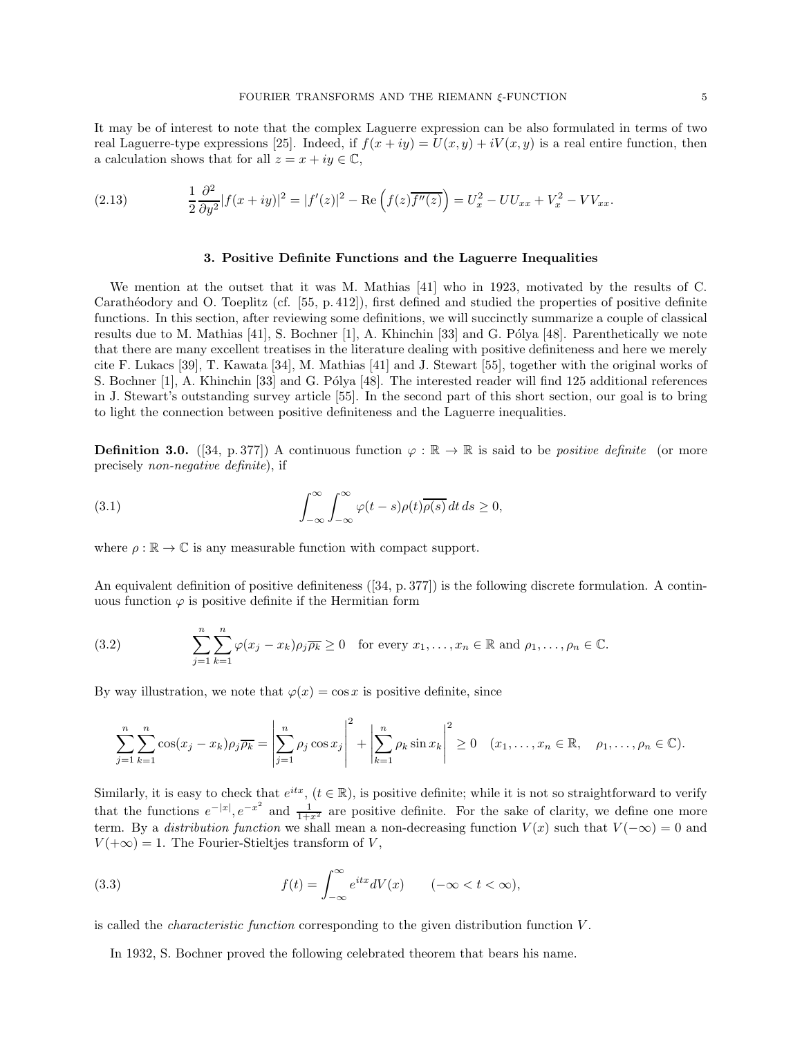It may be of interest to note that the complex Laguerre expression can be also formulated in terms of two real Laguerre-type expressions [25]. Indeed, if $f(x+iy) = U(x,y) + iV(x,y)$ is a real entire function, then a calculation shows that for all $z = x + iy \in \mathbb{C}$,

$$\frac{1}{2}\frac{\partial^2}{\partial y^2}|f(x+iy)|^2 = |f'(z)|^2 - \operatorname{Re}\left(f(z)\overline{f''(z)}\right) = U_x^2 - UU_{xx} + V_x^2 - VV_{xx}. \tag{2.13}$$

## 3. Positive Definite Functions and the Laguerre Inequalities

We mention at the outset that it was M. Mathias [41] who in 1923, motivated by the results of C. Carathéodory and O. Toeplitz (cf. [55, p. 412]), first defined and studied the properties of positive definite functions. In this section, after reviewing some definitions, we will succinctly summarize a couple of classical results due to M. Mathias [41], S. Bochner [1], A. Khinchin [33] and G. Pólya [48]. Parenthetically we note that there are many excellent treatises in the literature dealing with positive definiteness and here we merely cite F. Lukacs [39], T. Kawata [34], M. Mathias [41] and J. Stewart [55], together with the original works of S. Bochner [1], A. Khinchin [33] and G. Pólya [48]. The interested reader will find 125 additional references in J. Stewart's outstanding survey article [55]. In the second part of this short section, our goal is to bring to light the connection between positive definiteness and the Laguerre inequalities.

**Definition 3.0.** ([34, p. 377]) A continuous function $\varphi : \mathbb{R} \to \mathbb{R}$ is said to be *positive definite* (or more precisely *non-negative definite*), if

$$\int_{-\infty}^{\infty}\int_{-\infty}^{\infty} \varphi(t-s)\rho(t)\overline{\rho(s)}\, dt\, ds \geq 0, \tag{3.1}$$

where $\rho : \mathbb{R} \to \mathbb{C}$ is any measurable function with compact support.

An equivalent definition of positive definiteness ([34, p. 377]) is the following discrete formulation. A continuous function $\varphi$ is positive definite if the Hermitian form

$$\sum_{j=1}^{n}\sum_{k=1}^{n} \varphi(x_j - x_k)\rho_j\overline{\rho_k} \geq 0 \quad \text{for every } x_1, \ldots, x_n \in \mathbb{R} \text{ and } \rho_1, \ldots, \rho_n \in \mathbb{C}. \tag{3.2}$$

By way illustration, we note that $\varphi(x) = \cos x$ is positive definite, since

$$\sum_{j=1}^{n}\sum_{k=1}^{n} \cos(x_j - x_k)\rho_j\overline{\rho_k} = \left|\sum_{j=1}^{n} \rho_j \cos x_j\right|^2 + \left|\sum_{k=1}^{n} \rho_k \sin x_k\right|^2 \geq 0 \quad (x_1, \ldots, x_n \in \mathbb{R}, \quad \rho_1, \ldots, \rho_n \in \mathbb{C}).$$

Similarly, it is easy to check that $e^{itx}$, $(t \in \mathbb{R})$, is positive definite; while it is not so straightforward to verify that the functions $e^{-|x|}, e^{-x^2}$ and $\frac{1}{1+x^2}$ are positive definite. For the sake of clarity, we define one more term. By a *distribution function* we shall mean a non-decreasing function $V(x)$ such that $V(-\infty) = 0$ and $V(+\infty) = 1$. The Fourier-Stieltjes transform of $V$,

$$f(t) = \int_{-\infty}^{\infty} e^{itx} dV(x) \qquad (-\infty < t < \infty), \tag{3.3}$$

is called the *characteristic function* corresponding to the given distribution function $V$.

In 1932, S. Bochner proved the following celebrated theorem that bears his name.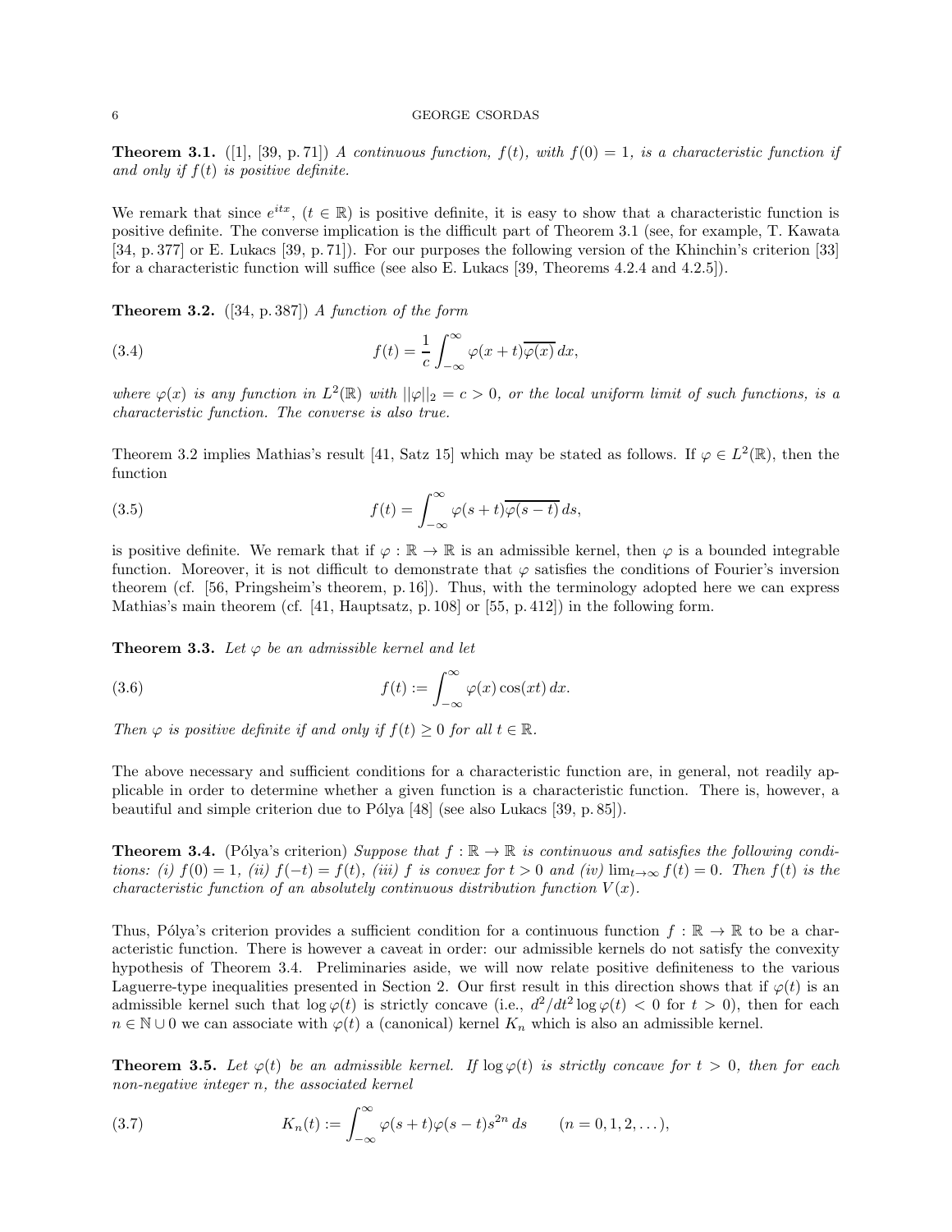**Theorem 3.1.** ([1], [39, p. 71]) *A continuous function, $f(t)$, with $f(0) = 1$, is a characteristic function if and only if $f(t)$ is positive definite.*

We remark that since $e^{itx}$, $(t \in \mathbb{R})$ is positive definite, it is easy to show that a characteristic function is positive definite. The converse implication is the difficult part of Theorem 3.1 (see, for example, T. Kawata [34, p. 377] or E. Lukacs [39, p. 71]). For our purposes the following version of the Khinchin's criterion [33] for a characteristic function will suffice (see also E. Lukacs [39, Theorems 4.2.4 and 4.2.5]).

**Theorem 3.2.** ([34, p. 387]) *A function of the form*

$$f(t) = \frac{1}{c} \int_{-\infty}^{\infty} \varphi(x+t)\overline{\varphi(x)}\, dx, \tag{3.4}$$

*where $\varphi(x)$ is any function in $L^2(\mathbb{R})$ with $||\varphi||_2 = c > 0$, or the local uniform limit of such functions, is a characteristic function. The converse is also true.*

Theorem 3.2 implies Mathias's result [41, Satz 15] which may be stated as follows. If $\varphi \in L^2(\mathbb{R})$, then the function

$$f(t) = \int_{-\infty}^{\infty} \varphi(s+t)\overline{\varphi(s-t)}\, ds, \tag{3.5}$$

is positive definite. We remark that if $\varphi : \mathbb{R} \to \mathbb{R}$ is an admissible kernel, then $\varphi$ is a bounded integrable function. Moreover, it is not difficult to demonstrate that $\varphi$ satisfies the conditions of Fourier's inversion theorem (cf. [56, Pringsheim's theorem, p. 16]). Thus, with the terminology adopted here we can express Mathias's main theorem (cf. [41, Hauptsatz, p. 108] or [55, p. 412]) in the following form.

**Theorem 3.3.** *Let $\varphi$ be an admissible kernel and let*

$$f(t) := \int_{-\infty}^{\infty} \varphi(x) \cos(xt)\, dx. \tag{3.6}$$

*Then $\varphi$ is positive definite if and only if $f(t) \geq 0$ for all $t \in \mathbb{R}$.*

The above necessary and sufficient conditions for a characteristic function are, in general, not readily applicable in order to determine whether a given function is a characteristic function. There is, however, a beautiful and simple criterion due to Pólya [48] (see also Lukacs [39, p. 85]).

**Theorem 3.4.** (Pólya's criterion) *Suppose that $f : \mathbb{R} \to \mathbb{R}$ is continuous and satisfies the following conditions: (i) $f(0) = 1$, (ii) $f(-t) = f(t)$, (iii) $f$ is convex for $t > 0$ and (iv) $\lim_{t\to\infty} f(t) = 0$. Then $f(t)$ is the characteristic function of an absolutely continuous distribution function $V(x)$.*

Thus, Pólya's criterion provides a sufficient condition for a continuous function $f : \mathbb{R} \to \mathbb{R}$ to be a characteristic function. There is however a caveat in order: our admissible kernels do not satisfy the convexity hypothesis of Theorem 3.4. Preliminaries aside, we will now relate positive definiteness to the various Laguerre-type inequalities presented in Section 2. Our first result in this direction shows that if $\varphi(t)$ is an admissible kernel such that $\log \varphi(t)$ is strictly concave (i.e., $d^2/dt^2 \log \varphi(t) < 0$ for $t > 0$), then for each $n \in \mathbb{N} \cup 0$ we can associate with $\varphi(t)$ a (canonical) kernel $K_n$ which is also an admissible kernel.

**Theorem 3.5.** *Let $\varphi(t)$ be an admissible kernel. If $\log \varphi(t)$ is strictly concave for $t > 0$, then for each non-negative integer $n$, the associated kernel*

$$K_n(t) := \int_{-\infty}^{\infty} \varphi(s+t)\varphi(s-t)s^{2n}\, ds \qquad (n = 0, 1, 2, \dots), \tag{3.7}$$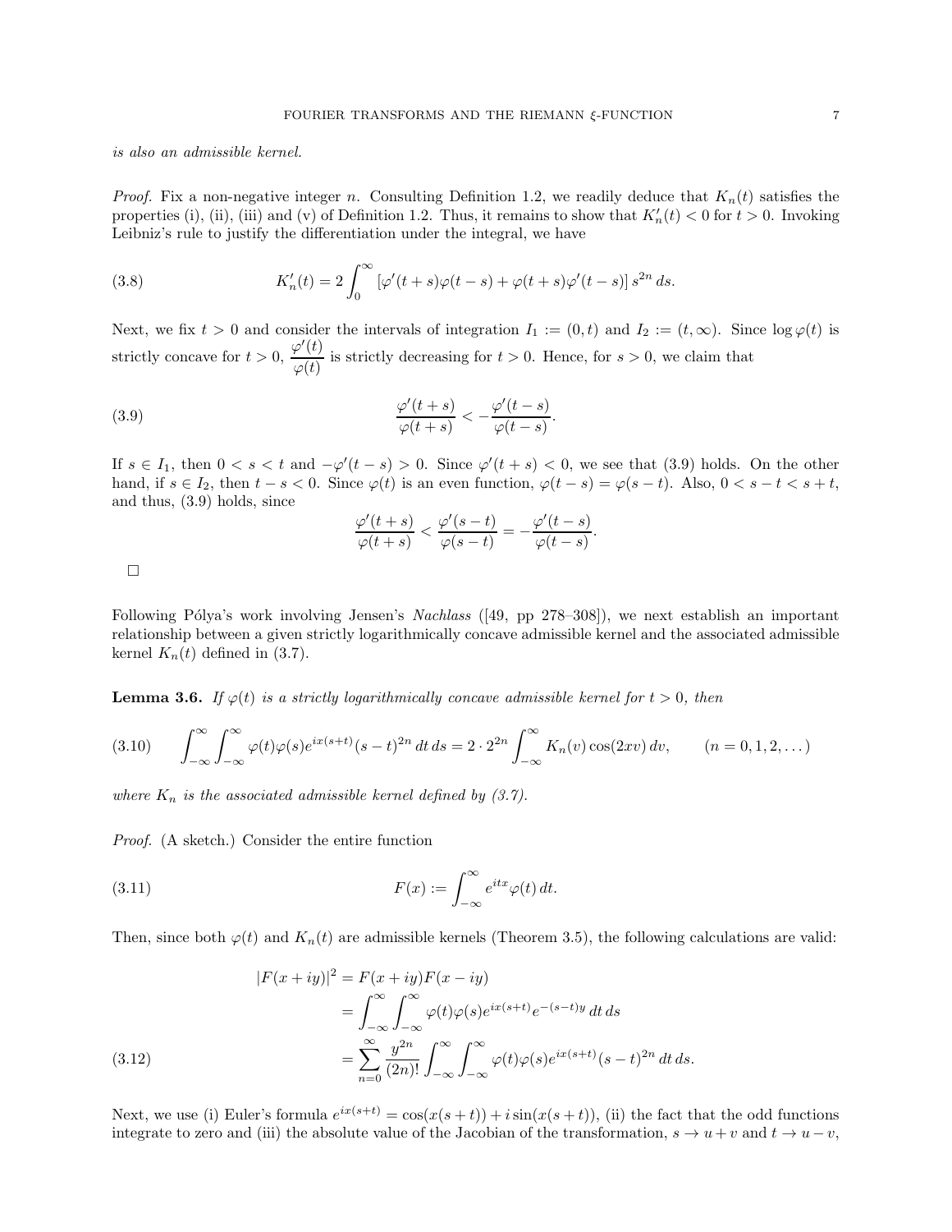*is also an admissible kernel.*

*Proof.* Fix a non-negative integer $n$. Consulting Definition 1.2, we readily deduce that $K_n(t)$ satisfies the properties (i), (ii), (iii) and (v) of Definition 1.2. Thus, it remains to show that $K_n'(t) < 0$ for $t > 0$. Invoking Leibniz's rule to justify the differentiation under the integral, we have

$$K_n'(t) = 2\int_0^\infty \left[\varphi'(t+s)\varphi(t-s) + \varphi(t+s)\varphi'(t-s)\right] s^{2n}\, ds. \tag{3.8}$$

Next, we fix $t > 0$ and consider the intervals of integration $I_1 := (0,t)$ and $I_2 := (t,\infty)$. Since $\log\varphi(t)$ is strictly concave for $t > 0$, $\dfrac{\varphi'(t)}{\varphi(t)}$ is strictly decreasing for $t > 0$. Hence, for $s > 0$, we claim that

$$\frac{\varphi'(t+s)}{\varphi(t+s)} < -\frac{\varphi'(t-s)}{\varphi(t-s)}. \tag{3.9}$$

If $s \in I_1$, then $0 < s < t$ and $-\varphi'(t-s) > 0$. Since $\varphi'(t+s) < 0$, we see that (3.9) holds. On the other hand, if $s \in I_2$, then $t - s < 0$. Since $\varphi(t)$ is an even function, $\varphi(t-s) = \varphi(s-t)$. Also, $0 < s - t < s + t$, and thus, (3.9) holds, since

$$\frac{\varphi'(t+s)}{\varphi(t+s)} < \frac{\varphi'(s-t)}{\varphi(s-t)} = -\frac{\varphi'(t-s)}{\varphi(t-s)}.$$

□

Following Pólya's work involving Jensen's *Nachlass* ([49, pp 278–308]), we next establish an important relationship between a given strictly logarithmically concave admissible kernel and the associated admissible kernel $K_n(t)$ defined in (3.7).

**Lemma 3.6.** *If $\varphi(t)$ is a strictly logarithmically concave admissible kernel for $t > 0$, then*

$$\int_{-\infty}^{\infty}\int_{-\infty}^{\infty} \varphi(t)\varphi(s)e^{ix(s+t)}(s-t)^{2n}\, dt\, ds = 2\cdot 2^{2n}\int_{-\infty}^{\infty} K_n(v)\cos(2xv)\, dv, \qquad (n = 0,1,2,\dots) \tag{3.10}$$

*where $K_n$ is the associated admissible kernel defined by (3.7).*

*Proof.* (A sketch.) Consider the entire function

$$F(x) := \int_{-\infty}^{\infty} e^{itx}\varphi(t)\, dt. \tag{3.11}$$

Then, since both $\varphi(t)$ and $K_n(t)$ are admissible kernels (Theorem 3.5), the following calculations are valid:

$$\begin{aligned}
|F(x+iy)|^2 &= F(x+iy)F(x-iy) \\
&= \int_{-\infty}^{\infty}\int_{-\infty}^{\infty} \varphi(t)\varphi(s)e^{ix(s+t)}e^{-(s-t)y}\, dt\, ds \\
&= \sum_{n=0}^{\infty} \frac{y^{2n}}{(2n)!}\int_{-\infty}^{\infty}\int_{-\infty}^{\infty} \varphi(t)\varphi(s)e^{ix(s+t)}(s-t)^{2n}\, dt\, ds.
\end{aligned} \tag{3.12}$$

Next, we use (i) Euler's formula $e^{ix(s+t)} = \cos(x(s+t)) + i\sin(x(s+t))$, (ii) the fact that the odd functions integrate to zero and (iii) the absolute value of the Jacobian of the transformation, $s \to u + v$ and $t \to u - v$,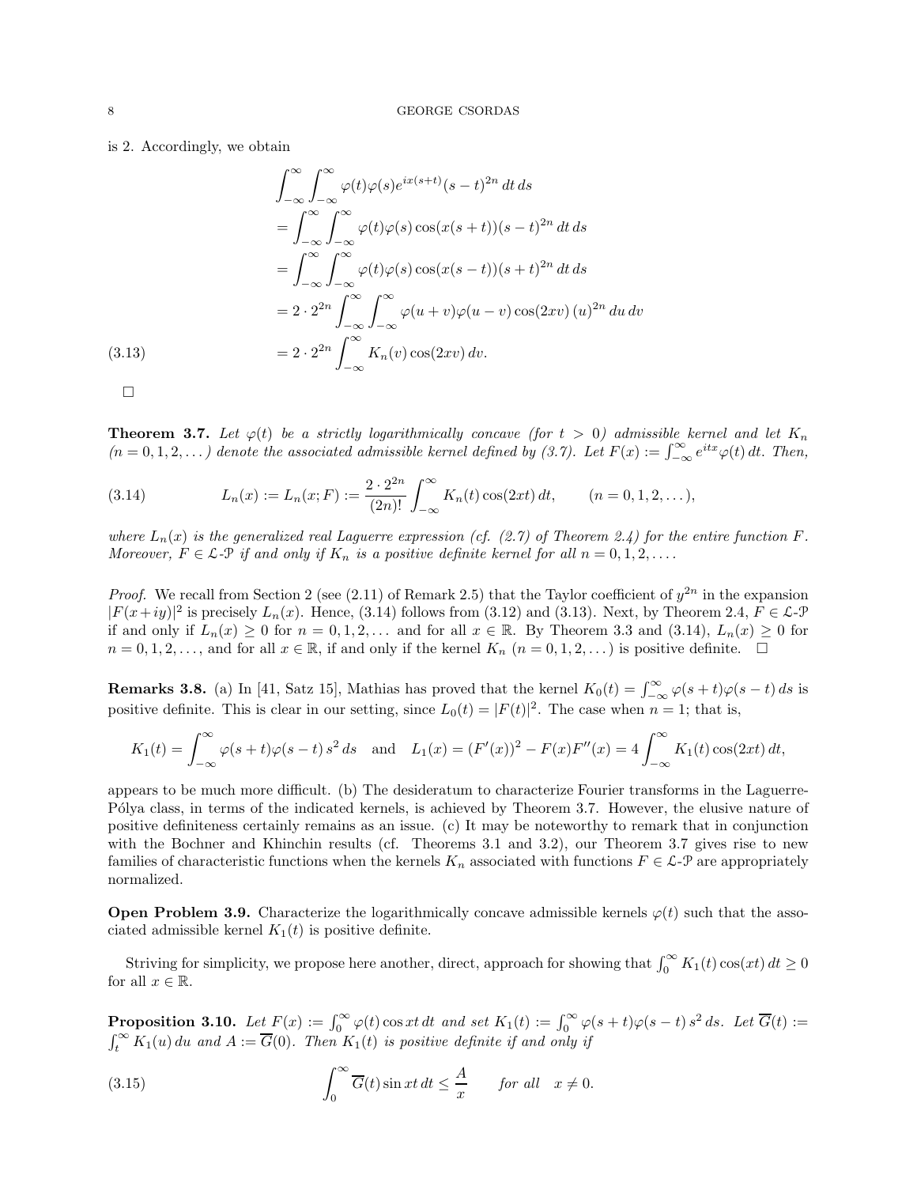is 2. Accordingly, we obtain

$$
\begin{aligned}
&\int_{-\infty}^{\infty}\int_{-\infty}^{\infty} \varphi(t)\varphi(s) e^{ix(s+t)}(s-t)^{2n}\,dt\,ds \\
&= \int_{-\infty}^{\infty}\int_{-\infty}^{\infty} \varphi(t)\varphi(s)\cos(x(s+t))(s-t)^{2n}\,dt\,ds \\
&= \int_{-\infty}^{\infty}\int_{-\infty}^{\infty} \varphi(t)\varphi(s)\cos(x(s-t))(s+t)^{2n}\,dt\,ds \\
&= 2\cdot 2^{2n}\int_{-\infty}^{\infty}\int_{-\infty}^{\infty} \varphi(u+v)\varphi(u-v)\cos(2xv)\,(u)^{2n}\,du\,dv \\
&= 2\cdot 2^{2n}\int_{-\infty}^{\infty} K_n(v)\cos(2xv)\,dv. \qquad (3.13)
\end{aligned}
$$

□

**Theorem 3.7.** *Let $\varphi(t)$ be a strictly logarithmically concave (for $t > 0$) admissible kernel and let $K_n$ $(n = 0, 1, 2, \dots)$ denote the associated admissible kernel defined by (3.7). Let $F(x) := \int_{-\infty}^{\infty} e^{itx}\varphi(t)\,dt$. Then,*

$$
L_n(x) := L_n(x; F) := \frac{2\cdot 2^{2n}}{(2n)!}\int_{-\infty}^{\infty} K_n(t)\cos(2xt)\,dt, \qquad (n = 0, 1, 2, \dots), \tag{3.14}
$$

*where $L_n(x)$ is the generalized real Laguerre expression (cf. (2.7) of Theorem 2.4) for the entire function $F$. Moreover, $F \in \mathcal{L}\text{-}\mathcal{P}$ if and only if $K_n$ is a positive definite kernel for all $n = 0, 1, 2, \dots$.*

*Proof.* We recall from Section 2 (see (2.11) of Remark 2.5) that the Taylor coefficient of $y^{2n}$ in the expansion $|F(x+iy)|^2$ is precisely $L_n(x)$. Hence, (3.14) follows from (3.12) and (3.13). Next, by Theorem 2.4, $F \in \mathcal{L}\text{-}\mathcal{P}$ if and only if $L_n(x) \geq 0$ for $n = 0, 1, 2, \dots$ and for all $x \in \mathbb{R}$. By Theorem 3.3 and (3.14), $L_n(x) \geq 0$ for $n = 0, 1, 2, \dots$, and for all $x \in \mathbb{R}$, if and only if the kernel $K_n$ $(n = 0, 1, 2, \dots)$ is positive definite. □

**Remarks 3.8.** (a) In [41, Satz 15], Mathias has proved that the kernel $K_0(t) = \int_{-\infty}^{\infty}\varphi(s+t)\varphi(s-t)\,ds$ is positive definite. This is clear in our setting, since $L_0(t) = |F(t)|^2$. The case when $n = 1$; that is,

$$
K_1(t) = \int_{-\infty}^{\infty}\varphi(s+t)\varphi(s-t)\,s^2\,ds \quad \text{and} \quad L_1(x) = (F'(x))^2 - F(x)F''(x) = 4\int_{-\infty}^{\infty} K_1(t)\cos(2xt)\,dt,
$$

appears to be much more difficult. (b) The desideratum to characterize Fourier transforms in the Laguerre-Pólya class, in terms of the indicated kernels, is achieved by Theorem 3.7. However, the elusive nature of positive definiteness certainly remains as an issue. (c) It may be noteworthy to remark that in conjunction with the Bochner and Khinchin results (cf. Theorems 3.1 and 3.2), our Theorem 3.7 gives rise to new families of characteristic functions when the kernels $K_n$ associated with functions $F \in \mathcal{L}\text{-}\mathcal{P}$ are appropriately normalized.

**Open Problem 3.9.** Characterize the logarithmically concave admissible kernels $\varphi(t)$ such that the associated admissible kernel $K_1(t)$ is positive definite.

Striving for simplicity, we propose here another, direct, approach for showing that $\int_0^{\infty} K_1(t)\cos(xt)\,dt \geq 0$ for all $x \in \mathbb{R}$.

**Proposition 3.10.** *Let $F(x) := \int_0^{\infty}\varphi(t)\cos xt\,dt$ and set $K_1(t) := \int_0^{\infty}\varphi(s+t)\varphi(s-t)\,s^2\,ds$. Let $\overline{G}(t) := \int_t^{\infty} K_1(u)\,du$ and $A := \overline{G}(0)$. Then $K_1(t)$ is positive definite if and only if*

$$
\int_0^{\infty}\overline{G}(t)\sin xt\,dt \leq \frac{A}{x} \qquad \text{for all} \quad x \neq 0. \tag{3.15}
$$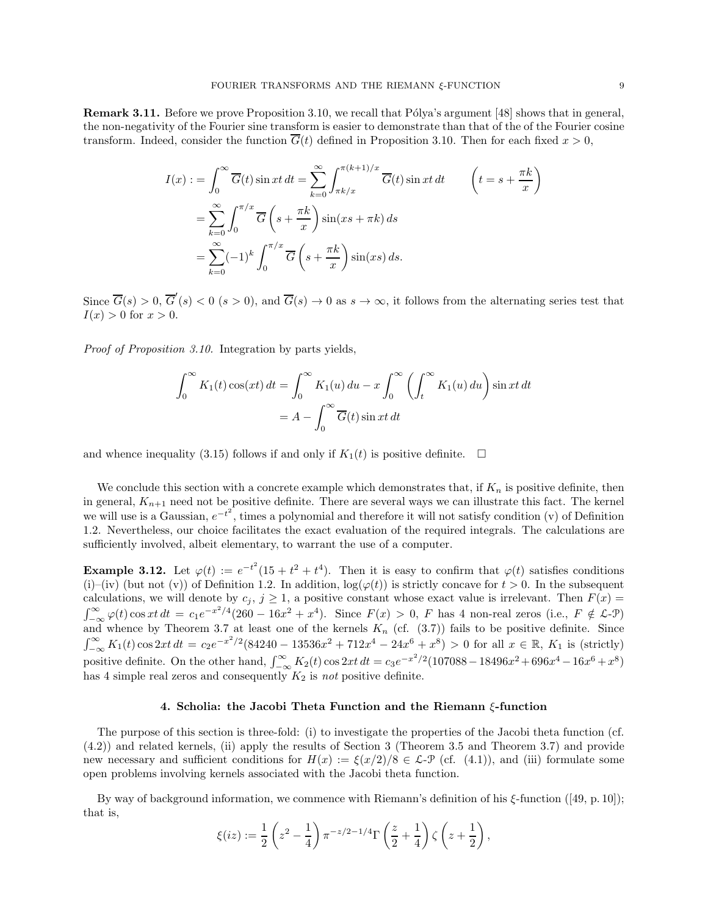**Remark 3.11.** Before we prove Proposition 3.10, we recall that Pólya's argument [48] shows that in general, the non-negativity of the Fourier sine transform is easier to demonstrate than that of the of the Fourier cosine transform. Indeed, consider the function $\overline{G}(t)$ defined in Proposition 3.10. Then for each fixed $x > 0$,

$$
\begin{aligned}
I(x) := \int_0^\infty \overline{G}(t) \sin xt \, dt &= \sum_{k=0}^\infty \int_{\pi k/x}^{\pi(k+1)/x} \overline{G}(t) \sin xt \, dt \qquad \left( t = s + \frac{\pi k}{x} \right) \\
&= \sum_{k=0}^\infty \int_0^{\pi/x} \overline{G}\left( s + \frac{\pi k}{x} \right) \sin(xs + \pi k) \, ds \\
&= \sum_{k=0}^\infty (-1)^k \int_0^{\pi/x} \overline{G}\left( s + \frac{\pi k}{x} \right) \sin(xs) \, ds.
\end{aligned}
$$

Since $\overline{G}(s) > 0$, $\overline{G}'(s) < 0$ $(s > 0)$, and $\overline{G}(s) \to 0$ as $s \to \infty$, it follows from the alternating series test that $I(x) > 0$ for $x > 0$.

*Proof of Proposition 3.10.* Integration by parts yields,

$$
\begin{aligned}
\int_0^\infty K_1(t) \cos(xt) \, dt &= \int_0^\infty K_1(u) \, du - x \int_0^\infty \left( \int_t^\infty K_1(u) \, du \right) \sin xt \, dt \\
&= A - \int_0^\infty \overline{G}(t) \sin xt \, dt
\end{aligned}
$$

and whence inequality (3.15) follows if and only if $K_1(t)$ is positive definite. $\square$

We conclude this section with a concrete example which demonstrates that, if $K_n$ is positive definite, then in general, $K_{n+1}$ need not be positive definite. There are several ways we can illustrate this fact. The kernel we will use is a Gaussian, $e^{-t^2}$, times a polynomial and therefore it will not satisfy condition (v) of Definition 1.2. Nevertheless, our choice facilitates the exact evaluation of the required integrals. The calculations are sufficiently involved, albeit elementary, to warrant the use of a computer.

**Example 3.12.** Let $\varphi(t) := e^{-t^2}(15 + t^2 + t^4)$. Then it is easy to confirm that $\varphi(t)$ satisfies conditions (i)–(iv) (but not (v)) of Definition 1.2. In addition, $\log(\varphi(t))$ is strictly concave for $t > 0$. In the subsequent calculations, we will denote by $c_j$, $j \geq 1$, a positive constant whose exact value is irrelevant. Then $F(x) = \int_{-\infty}^\infty \varphi(t) \cos xt \, dt = c_1 e^{-x^2/4}(260 - 16x^2 + x^4)$. Since $F(x) > 0$, $F$ has 4 non-real zeros (i.e., $F \notin \mathcal{L}$-$\mathcal{P}$) and whence by Theorem 3.7 at least one of the kernels $K_n$ (cf. (3.7)) fails to be positive definite. Since $\int_{-\infty}^\infty K_1(t) \cos 2xt \, dt = c_2 e^{-x^2/2}(84240 - 13536x^2 + 712x^4 - 24x^6 + x^8) > 0$ for all $x \in \mathbb{R}$, $K_1$ is (strictly) positive definite. On the other hand, $\int_{-\infty}^\infty K_2(t) \cos 2xt \, dt = c_3 e^{-x^2/2}(107088 - 18496x^2 + 696x^4 - 16x^6 + x^8)$ has 4 simple real zeros and consequently $K_2$ is *not* positive definite.

## 4. Scholia: the Jacobi Theta Function and the Riemann $\xi$-function

The purpose of this section is three-fold: (i) to investigate the properties of the Jacobi theta function (cf. (4.2)) and related kernels, (ii) apply the results of Section 3 (Theorem 3.5 and Theorem 3.7) and provide new necessary and sufficient conditions for $H(x) := \xi(x/2)/8 \in \mathcal{L}$-$\mathcal{P}$ (cf. (4.1)), and (iii) formulate some open problems involving kernels associated with the Jacobi theta function.

By way of background information, we commence with Riemann's definition of his $\xi$-function ([49, p. 10]); that is,

$$
\xi(iz) := \frac{1}{2} \left( z^2 - \frac{1}{4} \right) \pi^{-z/2 - 1/4} \Gamma\left( \frac{z}{2} + \frac{1}{4} \right) \zeta\left( z + \frac{1}{2} \right),
$$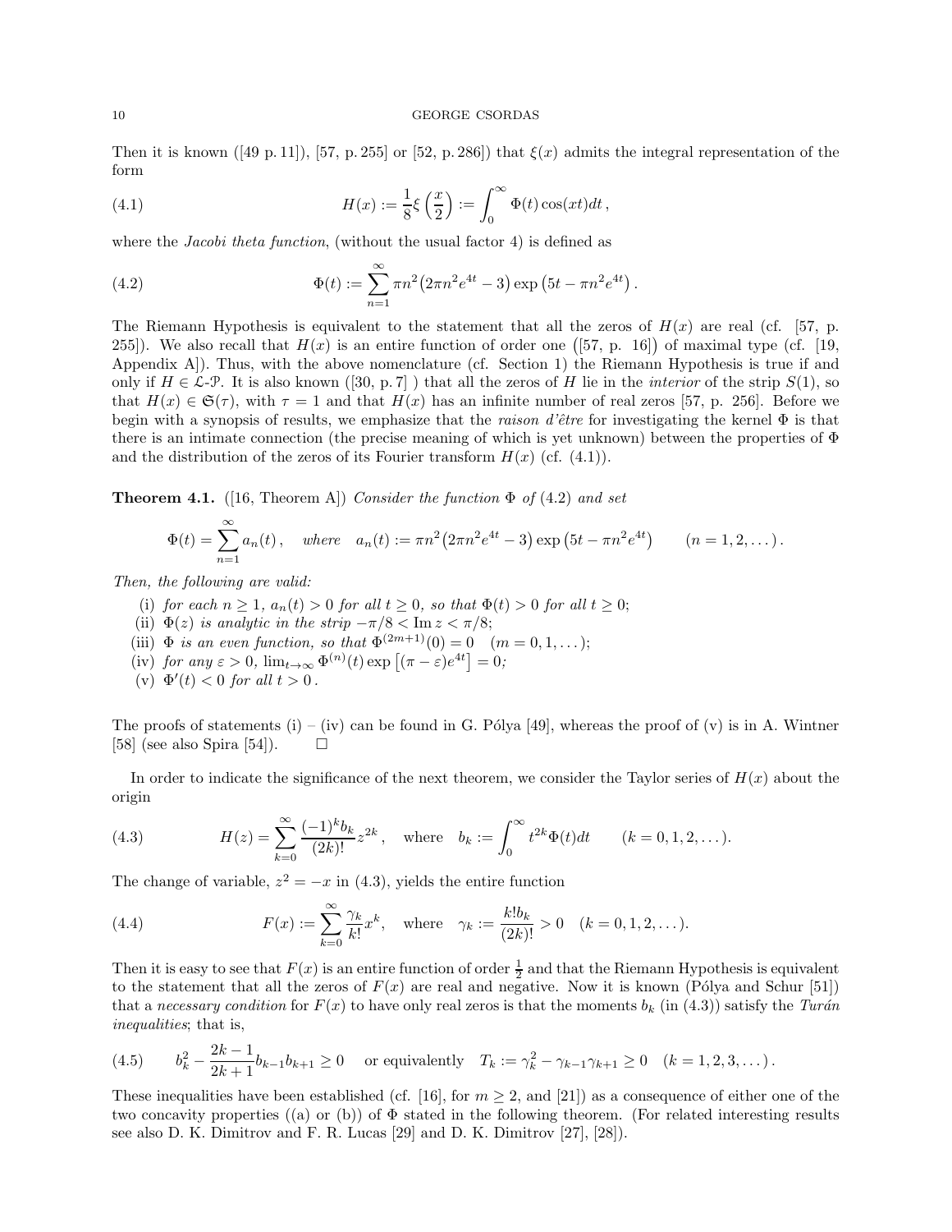Then it is known ([49 p. 11]), [57, p. 255] or [52, p. 286]) that $\xi(x)$ admits the integral representation of the form

$$H(x) := \frac{1}{8}\xi\left(\frac{x}{2}\right) := \int_0^\infty \Phi(t)\cos(xt)dt\,, \tag{4.1}$$

where the *Jacobi theta function*, (without the usual factor 4) is defined as

$$\Phi(t) := \sum_{n=1}^{\infty} \pi n^2 \big(2\pi n^2 e^{4t} - 3\big) \exp\left(5t - \pi n^2 e^{4t}\right). \tag{4.2}$$

The Riemann Hypothesis is equivalent to the statement that all the zeros of $H(x)$ are real (cf. [57, p. 255]). We also recall that $H(x)$ is an entire function of order one $\big([57, \text{p. } 16]\big)$ of maximal type (cf. [19, Appendix A]). Thus, with the above nomenclature (cf. Section 1) the Riemann Hypothesis is true if and only if $H \in \mathcal{L}\text{-}\mathcal{P}$. It is also known ([30, p. 7] ) that all the zeros of $H$ lie in the *interior* of the strip $S(1)$, so that $H(x) \in \mathfrak{S}(\tau)$, with $\tau = 1$ and that $H(x)$ has an infinite number of real zeros [57, p. 256]. Before we begin with a synopsis of results, we emphasize that the *raison d'être* for investigating the kernel $\Phi$ is that there is an intimate connection (the precise meaning of which is yet unknown) between the properties of $\Phi$ and the distribution of the zeros of its Fourier transform $H(x)$ (cf. (4.1)).

**Theorem 4.1.** ([16, Theorem A]) *Consider the function* $\Phi$ *of* (4.2) *and set*

$$\Phi(t) = \sum_{n=1}^{\infty} a_n(t)\,, \quad \textit{where} \quad a_n(t) := \pi n^2 \big(2\pi n^2 e^{4t} - 3\big) \exp\left(5t - \pi n^2 e^{4t}\right) \qquad (n = 1, 2, \dots).$$

*Then, the following are valid:*

(i) *for each* $n \geq 1$, $a_n(t) > 0$ *for all* $t \geq 0$, *so that* $\Phi(t) > 0$ *for all* $t \geq 0$;
(ii) $\Phi(z)$ *is analytic in the strip* $-\pi/8 < \operatorname{Im} z < \pi/8$;
(iii) $\Phi$ *is an even function, so that* $\Phi^{(2m+1)}(0) = 0 \quad (m = 0, 1, \dots)$;
(iv) *for any* $\varepsilon > 0$, $\lim_{t\to\infty} \Phi^{(n)}(t) \exp\left[(\pi - \varepsilon)e^{4t}\right] = 0$;
(v) $\Phi'(t) < 0$ *for all* $t > 0$.

The proofs of statements (i) – (iv) can be found in G. Pólya [49], whereas the proof of (v) is in A. Wintner [58] (see also Spira [54]). $\square$

In order to indicate the significance of the next theorem, we consider the Taylor series of $H(x)$ about the origin

$$H(z) = \sum_{k=0}^{\infty} \frac{(-1)^k b_k}{(2k)!} z^{2k}\,, \quad \text{where} \quad b_k := \int_0^\infty t^{2k}\Phi(t)dt \qquad (k = 0, 1, 2, \dots). \tag{4.3}$$

The change of variable, $z^2 = -x$ in (4.3), yields the entire function

$$F(x) := \sum_{k=0}^{\infty} \frac{\gamma_k}{k!} x^k, \quad \text{where} \quad \gamma_k := \frac{k!\, b_k}{(2k)!} > 0 \quad (k = 0, 1, 2, \dots). \tag{4.4}$$

Then it is easy to see that $F(x)$ is an entire function of order $\frac{1}{2}$ and that the Riemann Hypothesis is equivalent to the statement that all the zeros of $F(x)$ are real and negative. Now it is known (Pólya and Schur [51]) that a *necessary condition* for $F(x)$ to have only real zeros is that the moments $b_k$ (in (4.3)) satisfy the *Turán inequalities*; that is,

$$b_k^2 - \frac{2k-1}{2k+1} b_{k-1} b_{k+1} \geq 0 \quad \text{ or equivalently } \quad T_k := \gamma_k^2 - \gamma_{k-1}\gamma_{k+1} \geq 0 \quad (k = 1, 2, 3, \dots). \tag{4.5}$$

These inequalities have been established (cf. [16], for $m \geq 2$, and [21]) as a consequence of either one of the two concavity properties ((a) or (b)) of $\Phi$ stated in the following theorem. (For related interesting results see also D. K. Dimitrov and F. R. Lucas [29] and D. K. Dimitrov [27], [28]).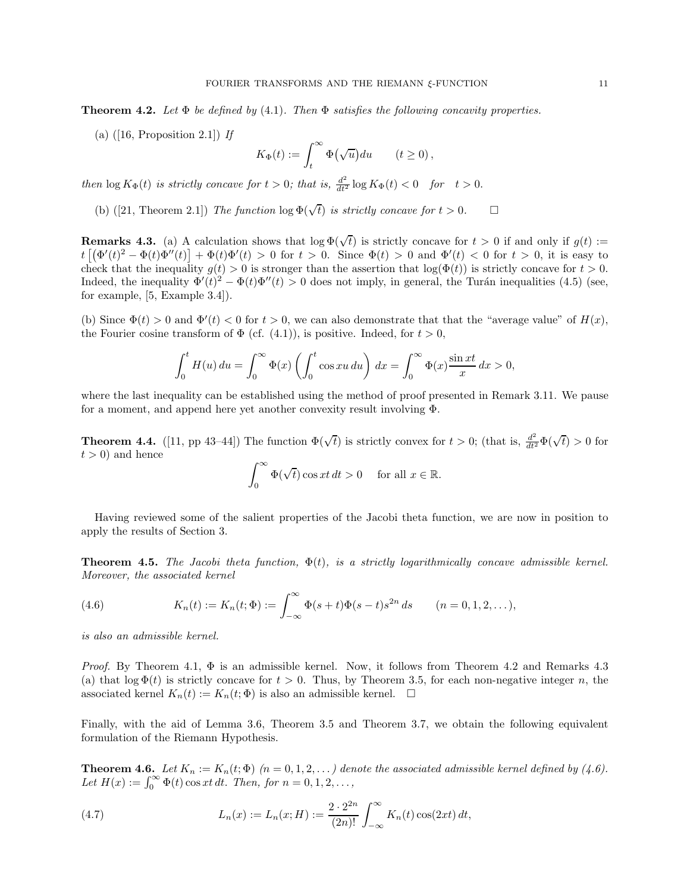**Theorem 4.2.** *Let* $\Phi$ *be defined by (4.1). Then* $\Phi$ *satisfies the following concavity properties.*

(a) ([16, Proposition 2.1]) *If*

$$K_\Phi(t) := \int_t^\infty \Phi\big(\sqrt{u}\big) du \qquad (t \geq 0)\,,$$

*then* $\log K_\Phi(t)$ *is strictly concave for* $t > 0$*; that is,* $\frac{d^2}{dt^2} \log K_\Phi(t) < 0$ *for* $t > 0$.

(b) ([21, Theorem 2.1]) *The function* $\log \Phi(\sqrt{t})$ *is strictly concave for* $t > 0$. $\square$

**Remarks 4.3.** (a) A calculation shows that $\log \Phi(\sqrt{t})$ is strictly concave for $t > 0$ if and only if $g(t) := t\left[\left(\Phi'(t)^2 - \Phi(t)\Phi''(t)\right] + \Phi(t)\Phi'(t) > 0$ for $t > 0$. Since $\Phi(t) > 0$ and $\Phi'(t) < 0$ for $t > 0$, it is easy to check that the inequality $g(t) > 0$ is stronger than the assertion that $\log(\Phi(t))$ is strictly concave for $t > 0$. Indeed, the inequality $\Phi'(t)^2 - \Phi(t)\Phi''(t) > 0$ does not imply, in general, the Turán inequalities (4.5) (see, for example, [5, Example 3.4]).

(b) Since $\Phi(t) > 0$ and $\Phi'(t) < 0$ for $t > 0$, we can also demonstrate that that the "average value" of $H(x)$, the Fourier cosine transform of $\Phi$ (cf. (4.1)), is positive. Indeed, for $t > 0$,

$$\int_0^t H(u)\, du = \int_0^\infty \Phi(x) \left( \int_0^t \cos xu \, du \right) dx = \int_0^\infty \Phi(x) \frac{\sin xt}{x} \, dx > 0,$$

where the last inequality can be established using the method of proof presented in Remark 3.11. We pause for a moment, and append here yet another convexity result involving $\Phi$.

**Theorem 4.4.** ([11, pp 43–44]) The function $\Phi(\sqrt{t})$ is strictly convex for $t > 0$; (that is, $\frac{d^2}{dt^2}\Phi(\sqrt{t}) > 0$ for $t > 0$) and hence

$$\int_0^\infty \Phi(\sqrt{t}) \cos xt \, dt > 0 \quad \text{ for all } x \in \mathbb{R}.$$

Having reviewed some of the salient properties of the Jacobi theta function, we are now in position to apply the results of Section 3.

**Theorem 4.5.** *The Jacobi theta function,* $\Phi(t)$*, is a strictly logarithmically concave admissible kernel. Moreover, the associated kernel*

$$K_n(t) := K_n(t; \Phi) := \int_{-\infty}^\infty \Phi(s+t)\Phi(s-t) s^{2n} \, ds \qquad (n = 0, 1, 2, \dots), \tag{4.6}$$

*is also an admissible kernel.*

*Proof.* By Theorem 4.1, $\Phi$ is an admissible kernel. Now, it follows from Theorem 4.2 and Remarks 4.3 (a) that $\log \Phi(t)$ is strictly concave for $t > 0$. Thus, by Theorem 3.5, for each non-negative integer $n$, the associated kernel $K_n(t) := K_n(t; \Phi)$ is also an admissible kernel. $\square$

Finally, with the aid of Lemma 3.6, Theorem 3.5 and Theorem 3.7, we obtain the following equivalent formulation of the Riemann Hypothesis.

**Theorem 4.6.** *Let* $K_n := K_n(t; \Phi)$ $(n = 0, 1, 2, \dots)$ *denote the associated admissible kernel defined by (4.6). Let* $H(x) := \int_0^\infty \Phi(t) \cos xt \, dt$*. Then, for* $n = 0, 1, 2, \dots,$

$$L_n(x) := L_n(x; H) := \frac{2 \cdot 2^{2n}}{(2n)!} \int_{-\infty}^\infty K_n(t) \cos(2xt) \, dt, \tag{4.7}$$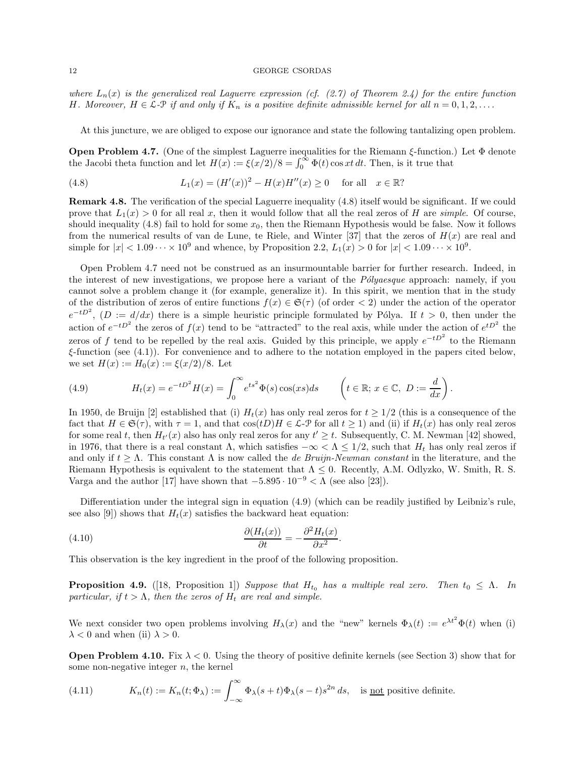*where $L_n(x)$ is the generalized real Laguerre expression (cf. (2.7) of Theorem 2.4) for the entire function $H$. Moreover, $H \in \mathcal{L}\text{-}\mathcal{P}$ if and only if $K_n$ is a positive definite admissible kernel for all $n = 0, 1, 2, \ldots$.*

At this juncture, we are obliged to expose our ignorance and state the following tantalizing open problem.

**Open Problem 4.7.** (One of the simplest Laguerre inequalities for the Riemann $\xi$-function.) Let $\Phi$ denote the Jacobi theta function and let $H(x) := \xi(x/2)/8 = \int_0^\infty \Phi(t) \cos xt\, dt$. Then, is it true that

$$L_1(x) = (H'(x))^2 - H(x)H''(x) \geq 0 \quad \text{for all} \quad x \in \mathbb{R}? \tag{4.8}$$

**Remark 4.8.** The verification of the special Laguerre inequality (4.8) itself would be significant. If we could prove that $L_1(x) > 0$ for all real $x$, then it would follow that all the real zeros of $H$ are *simple*. Of course, should inequality (4.8) fail to hold for some $x_0$, then the Riemann Hypothesis would be false. Now it follows from the numerical results of van de Lune, te Riele, and Winter [37] that the zeros of $H(x)$ are real and simple for $|x| < 1.09 \cdots \times 10^9$ and whence, by Proposition 2.2, $L_1(x) > 0$ for $|x| < 1.09 \cdots \times 10^9$.

Open Problem 4.7 need not be construed as an insurmountable barrier for further research. Indeed, in the interest of new investigations, we propose here a variant of the *Pólyaesque* approach: namely, if you cannot solve a problem change it (for example, generalize it). In this spirit, we mention that in the study of the distribution of zeros of entire functions $f(x) \in \mathfrak{S}(\tau)$ (of order $< 2$) under the action of the operator $e^{-tD^2}$, ($D := d/dx$) there is a simple heuristic principle formulated by Pólya. If $t > 0$, then under the action of $e^{-tD^2}$ the zeros of $f(x)$ tend to be "attracted" to the real axis, while under the action of $e^{tD^2}$ the zeros of $f$ tend to be repelled by the real axis. Guided by this principle, we apply $e^{-tD^2}$ to the Riemann $\xi$-function (see (4.1)). For convenience and to adhere to the notation employed in the papers cited below, we set $H(x) := H_0(x) := \xi(x/2)/8$. Let

$$H_t(x) = e^{-tD^2} H(x) = \int_0^\infty e^{ts^2} \Phi(s) \cos(xs) ds \qquad \left(t \in \mathbb{R};\, x \in \mathbb{C},\ D := \frac{d}{dx}\right). \tag{4.9}$$

In 1950, de Bruijn [2] established that (i) $H_t(x)$ has only real zeros for $t \geq 1/2$ (this is a consequence of the fact that $H \in \mathfrak{S}(\tau)$, with $\tau = 1$, and that $\cos(tD)H \in \mathcal{L}\text{-}\mathcal{P}$ for all $t \geq 1$) and (ii) if $H_t(x)$ has only real zeros for some real $t$, then $H_{t'}(x)$ also has only real zeros for any $t' \geq t$. Subsequently, C. M. Newman [42] showed, in 1976, that there is a real constant $\Lambda$, which satisfies $-\infty < \Lambda \leq 1/2$, such that $H_t$ has only real zeros if and only if $t \geq \Lambda$. This constant $\Lambda$ is now called the *de Bruijn-Newman constant* in the literature, and the Riemann Hypothesis is equivalent to the statement that $\Lambda \leq 0$. Recently, A.M. Odlyzko, W. Smith, R. S. Varga and the author [17] have shown that $-5.895 \cdot 10^{-9} < \Lambda$ (see also [23]).

Differentiation under the integral sign in equation (4.9) (which can be readily justified by Leibniz's rule, see also [9]) shows that $H_t(x)$ satisfies the backward heat equation:

$$\frac{\partial (H_t(x))}{\partial t} = -\frac{\partial^2 H_t(x)}{\partial x^2}. \tag{4.10}$$

This observation is the key ingredient in the proof of the following proposition.

**Proposition 4.9.** ([18, Proposition 1]) *Suppose that $H_{t_0}$ has a multiple real zero. Then $t_0 \leq \Lambda$. In particular, if $t > \Lambda$, then the zeros of $H_t$ are real and simple.*

We next consider two open problems involving $H_\lambda(x)$ and the "new" kernels $\Phi_\lambda(t) := e^{\lambda t^2}\Phi(t)$ when (i) $\lambda < 0$ and when (ii) $\lambda > 0$.

**Open Problem 4.10.** Fix $\lambda < 0$. Using the theory of positive definite kernels (see Section 3) show that for some non-negative integer $n$, the kernel

$$K_n(t) := K_n(t; \Phi_\lambda) := \int_{-\infty}^{\infty} \Phi_\lambda(s+t)\Phi_\lambda(s-t)s^{2n}\, ds, \quad \text{is \underline{not} positive definite.} \tag{4.11}$$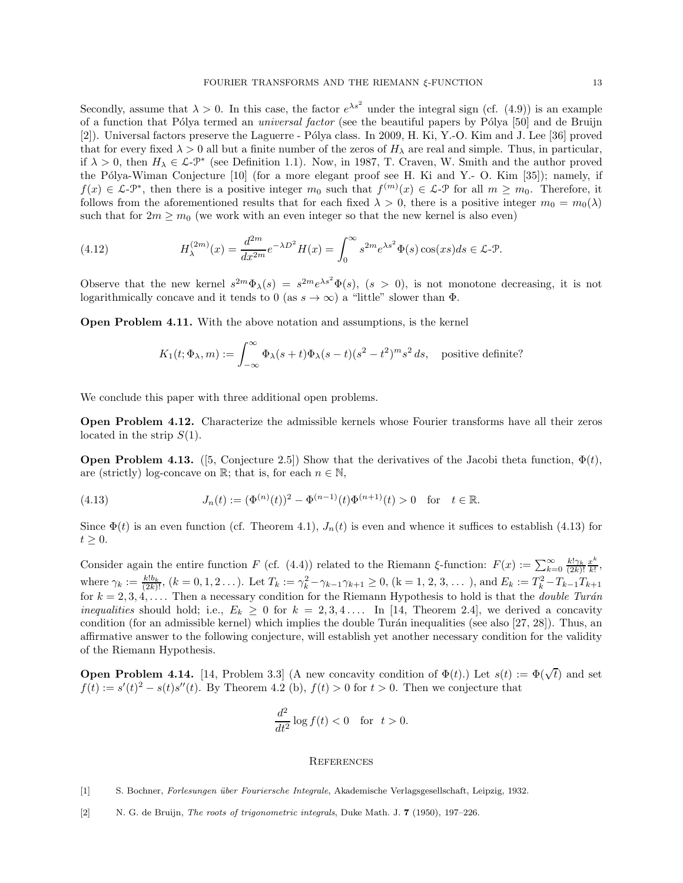Secondly, assume that $\lambda > 0$. In this case, the factor $e^{\lambda s^2}$ under the integral sign (cf. (4.9)) is an example of a function that Pólya termed an *universal factor* (see the beautiful papers by Pólya [50] and de Bruijn [2]). Universal factors preserve the Laguerre - Pólya class. In 2009, H. Ki, Y.-O. Kim and J. Lee [36] proved that for every fixed $\lambda > 0$ all but a finite number of the zeros of $H_\lambda$ are real and simple. Thus, in particular, if $\lambda > 0$, then $H_\lambda \in \mathcal{L}\text{-}\mathcal{P}^*$ (see Definition 1.1). Now, in 1987, T. Craven, W. Smith and the author proved the Pólya-Wiman Conjecture [10] (for a more elegant proof see H. Ki and Y.- O. Kim [35]); namely, if $f(x) \in \mathcal{L}\text{-}\mathcal{P}^*$, then there is a positive integer $m_0$ such that $f^{(m)}(x) \in \mathcal{L}\text{-}\mathcal{P}$ for all $m \geq m_0$. Therefore, it follows from the aforementioned results that for each fixed $\lambda > 0$, there is a positive integer $m_0 = m_0(\lambda)$ such that for $2m \geq m_0$ (we work with an even integer so that the new kernel is also even)

$$H_\lambda^{(2m)}(x) = \frac{d^{2m}}{dx^{2m}} e^{-\lambda D^2} H(x) = \int_0^\infty s^{2m} e^{\lambda s^2} \Phi(s) \cos(xs) ds \in \mathcal{L}\text{-}\mathcal{P}. \tag{4.12}$$

Observe that the new kernel $s^{2m}\Phi_\lambda(s) = s^{2m}e^{\lambda s^2}\Phi(s)$, $(s > 0)$, is not monotone decreasing, it is not logarithmically concave and it tends to 0 (as $s \to \infty$) a "little" slower than $\Phi$.

**Open Problem 4.11.** With the above notation and assumptions, is the kernel

$$K_1(t; \Phi_\lambda, m) := \int_{-\infty}^{\infty} \Phi_\lambda(s+t)\Phi_\lambda(s-t)(s^2 - t^2)^m s^2 \, ds, \quad \text{positive definite?}$$

We conclude this paper with three additional open problems.

**Open Problem 4.12.** Characterize the admissible kernels whose Fourier transforms have all their zeros located in the strip $S(1)$.

**Open Problem 4.13.** ([5, Conjecture 2.5]) Show that the derivatives of the Jacobi theta function, $\Phi(t)$, are (strictly) log-concave on $\mathbb{R}$; that is, for each $n \in \mathbb{N}$,

$$J_n(t) := (\Phi^{(n)}(t))^2 - \Phi^{(n-1)}(t)\Phi^{(n+1)}(t) > 0 \quad \text{for} \quad t \in \mathbb{R}. \tag{4.13}$$

Since $\Phi(t)$ is an even function (cf. Theorem 4.1), $J_n(t)$ is even and whence it suffices to establish (4.13) for $t \geq 0$.

Consider again the entire function $F$ (cf. (4.4)) related to the Riemann $\xi$-function: $F(x) := \sum_{k=0}^{\infty} \frac{k!\gamma_k}{(2k)!} \frac{x^k}{k!}$, where $\gamma_k := \frac{k!b_k}{(2k)!}$, $(k = 0, 1, 2 \ldots)$. Let $T_k := \gamma_k^2 - \gamma_{k-1}\gamma_{k+1} \geq 0$, (k = 1, 2, 3, ... ), and $E_k := T_k^2 - T_{k-1}T_{k+1}$ for $k = 2, 3, 4, \ldots$. Then a necessary condition for the Riemann Hypothesis to hold is that the *double Turán inequalities* should hold; i.e., $E_k \geq 0$ for $k = 2, 3, 4 \ldots$. In [14, Theorem 2.4], we derived a concavity condition (for an admissible kernel) which implies the double Turán inequalities (see also [27, 28]). Thus, an affirmative answer to the following conjecture, will establish yet another necessary condition for the validity of the Riemann Hypothesis.

**Open Problem 4.14.** [14, Problem 3.3] (A new concavity condition of $\Phi(t)$.) Let $s(t) := \Phi(\sqrt{t})$ and set $f(t) := s'(t)^2 - s(t)s''(t)$. By Theorem 4.2 (b), $f(t) > 0$ for $t > 0$. Then we conjecture that

$$\frac{d^2}{dt^2} \log f(t) < 0 \quad \text{for} \quad t > 0.$$

## References

[1] S. Bochner, *Forlesungen über Fouriersche Integrale*, Akademische Verlagsgesellschaft, Leipzig, 1932.

[2] N. G. de Bruijn, *The roots of trigonometric integrals*, Duke Math. J. **7** (1950), 197–226.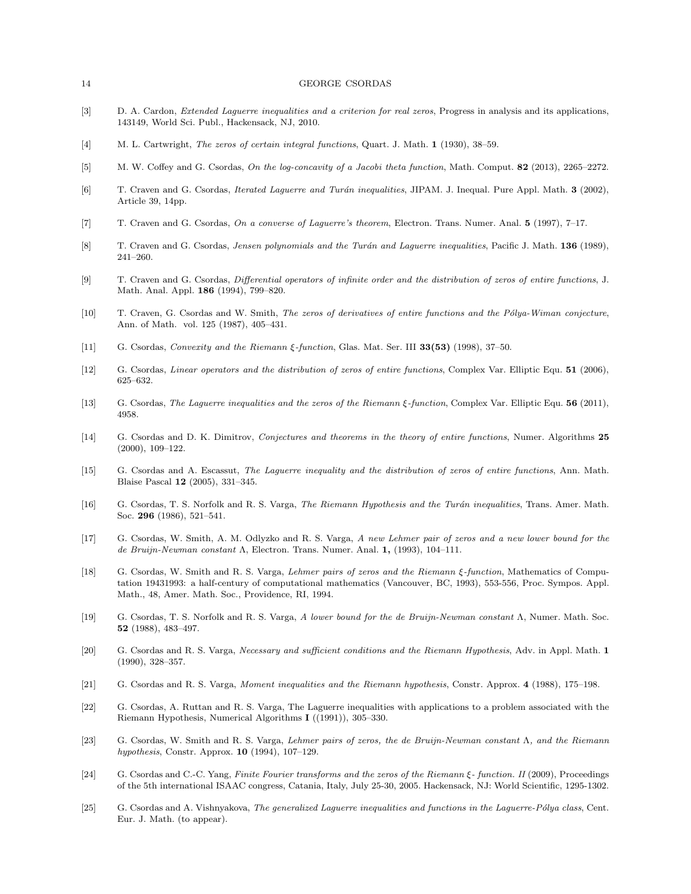[3] D. A. Cardon, *Extended Laguerre inequalities and a criterion for real zeros*, Progress in analysis and its applications, 143149, World Sci. Publ., Hackensack, NJ, 2010.

[4] M. L. Cartwright, *The zeros of certain integral functions*, Quart. J. Math. **1** (1930), 38–59.

[5] M. W. Coffey and G. Csordas, *On the log-concavity of a Jacobi theta function*, Math. Comput. **82** (2013), 2265–2272.

[6] T. Craven and G. Csordas, *Iterated Laguerre and Turán inequalities*, JIPAM. J. Inequal. Pure Appl. Math. **3** (2002), Article 39, 14pp.

[7] T. Craven and G. Csordas, *On a converse of Laguerre's theorem*, Electron. Trans. Numer. Anal. **5** (1997), 7–17.

[8] T. Craven and G. Csordas, *Jensen polynomials and the Turán and Laguerre inequalities*, Pacific J. Math. **136** (1989), 241–260.

[9] T. Craven and G. Csordas, *Differential operators of infinite order and the distribution of zeros of entire functions*, J. Math. Anal. Appl. **186** (1994), 799–820.

[10] T. Craven, G. Csordas and W. Smith, *The zeros of derivatives of entire functions and the Pólya-Wiman conjecture*, Ann. of Math. vol. 125 (1987), 405–431.

[11] G. Csordas, *Convexity and the Riemann $\xi$-function*, Glas. Mat. Ser. III **33(53)** (1998), 37–50.

[12] G. Csordas, *Linear operators and the distribution of zeros of entire functions*, Complex Var. Elliptic Equ. **51** (2006), 625–632.

[13] G. Csordas, *The Laguerre inequalities and the zeros of the Riemann $\xi$-function*, Complex Var. Elliptic Equ. **56** (2011), 4958.

[14] G. Csordas and D. K. Dimitrov, *Conjectures and theorems in the theory of entire functions*, Numer. Algorithms **25** (2000), 109–122.

[15] G. Csordas and A. Escassut, *The Laguerre inequality and the distribution of zeros of entire functions*, Ann. Math. Blaise Pascal **12** (2005), 331–345.

[16] G. Csordas, T. S. Norfolk and R. S. Varga, *The Riemann Hypothesis and the Turán inequalities*, Trans. Amer. Math. Soc. **296** (1986), 521–541.

[17] G. Csordas, W. Smith, A. M. Odlyzko and R. S. Varga, *A new Lehmer pair of zeros and a new lower bound for the de Bruijn-Newman constant* $\Lambda$, Electron. Trans. Numer. Anal. **1,** (1993), 104–111.

[18] G. Csordas, W. Smith and R. S. Varga, *Lehmer pairs of zeros and the Riemann $\xi$-function*, Mathematics of Computation 19431993: a half-century of computational mathematics (Vancouver, BC, 1993), 553-556, Proc. Sympos. Appl. Math., 48, Amer. Math. Soc., Providence, RI, 1994.

[19] G. Csordas, T. S. Norfolk and R. S. Varga, *A lower bound for the de Bruijn-Newman constant* $\Lambda$, Numer. Math. Soc. **52** (1988), 483–497.

[20] G. Csordas and R. S. Varga, *Necessary and sufficient conditions and the Riemann Hypothesis*, Adv. in Appl. Math. **1** (1990), 328–357.

[21] G. Csordas and R. S. Varga, *Moment inequalities and the Riemann hypothesis*, Constr. Approx. **4** (1988), 175–198.

[22] G. Csordas, A. Ruttan and R. S. Varga, The Laguerre inequalities with applications to a problem associated with the Riemann Hypothesis, Numerical Algorithms **I** ((1991)), 305–330.

[23] G. Csordas, W. Smith and R. S. Varga, *Lehmer pairs of zeros, the de Bruijn-Newman constant* $\Lambda$*, and the Riemann hypothesis*, Constr. Approx. **10** (1994), 107–129.

[24] G. Csordas and C.-C. Yang, *Finite Fourier transforms and the zeros of the Riemann $\xi$- function. II* (2009), Proceedings of the 5th international ISAAC congress, Catania, Italy, July 25-30, 2005. Hackensack, NJ: World Scientific, 1295-1302.

[25] G. Csordas and A. Vishnyakova, *The generalized Laguerre inequalities and functions in the Laguerre-Pólya class*, Cent. Eur. J. Math. (to appear).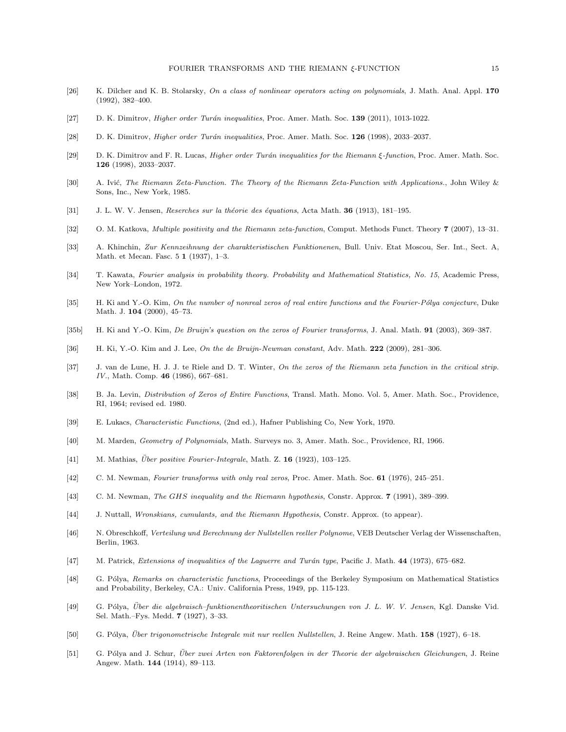[26] K. Dilcher and K. B. Stolarsky, *On a class of nonlinear operators acting on polynomials*, J. Math. Anal. Appl. **170** (1992), 382–400.

[27] D. K. Dimitrov, *Higher order Turán inequalities*, Proc. Amer. Math. Soc. **139** (2011), 1013-1022.

[28] D. K. Dimitrov, *Higher order Turán inequalities*, Proc. Amer. Math. Soc. **126** (1998), 2033–2037.

[29] D. K. Dimitrov and F. R. Lucas, *Higher order Turán inequalities for the Riemann $\xi$-function*, Proc. Amer. Math. Soc. **126** (1998), 2033–2037.

[30] A. Ivić, *The Riemann Zeta-Function. The Theory of the Riemann Zeta-Function with Applications.*, John Wiley & Sons, Inc., New York, 1985.

[31] J. L. W. V. Jensen, *Reserches sur la théorie des équations*, Acta Math. **36** (1913), 181–195.

[32] O. M. Katkova, *Multiple positivity and the Riemann zeta-function*, Comput. Methods Funct. Theory **7** (2007), 13–31.

[33] A. Khinchin, *Zur Kennzeihnung der charakteristischen Funktionenen*, Bull. Univ. Etat Moscou, Ser. Int., Sect. A, Math. et Mecan. Fasc. 5 **1** (1937), 1–3.

[34] T. Kawata, *Fourier analysis in probability theory. Probability and Mathematical Statistics, No. 15*, Academic Press, New York–London, 1972.

[35] H. Ki and Y.-O. Kim, *On the number of nonreal zeros of real entire functions and the Fourier-Pólya conjecture*, Duke Math. J. **104** (2000), 45–73.

[35b] H. Ki and Y.-O. Kim, *De Bruijn's question on the zeros of Fourier transforms*, J. Anal. Math. **91** (2003), 369–387.

[36] H. Ki, Y.-O. Kim and J. Lee, *On the de Bruijn-Newman constant*, Adv. Math. **222** (2009), 281–306.

[37] J. van de Lune, H. J. J. te Riele and D. T. Winter, *On the zeros of the Riemann zeta function in the critical strip. IV.*, Math. Comp. **46** (1986), 667–681.

[38] B. Ja. Levin, *Distribution of Zeros of Entire Functions*, Transl. Math. Mono. Vol. 5, Amer. Math. Soc., Providence, RI, 1964; revised ed. 1980.

[39] E. Lukacs, *Characteristic Functions*, (2nd ed.), Hafner Publishing Co, New York, 1970.

[40] M. Marden, *Geometry of Polynomials*, Math. Surveys no. 3, Amer. Math. Soc., Providence, RI, 1966.

[41] M. Mathias, *Über positive Fourier-Integrale*, Math. Z. **16** (1923), 103–125.

[42] C. M. Newman, *Fourier transforms with only real zeros*, Proc. Amer. Math. Soc. **61** (1976), 245–251.

[43] C. M. Newman, *The GHS inequality and the Riemann hypothesis*, Constr. Approx. **7** (1991), 389–399.

[44] J. Nuttall, *Wronskians, cumulants, and the Riemann Hypothesis*, Constr. Approx. (to appear).

[46] N. Obreschkoff, *Verteilung und Berechnung der Nullstellen reeller Polynome*, VEB Deutscher Verlag der Wissenschaften, Berlin, 1963.

[47] M. Patrick, *Extensions of inequalities of the Laguerre and Turán type*, Pacific J. Math. **44** (1973), 675–682.

[48] G. Pólya, *Remarks on characteristic functions*, Proceedings of the Berkeley Symposium on Mathematical Statistics and Probability, Berkeley, CA.: Univ. California Press, 1949, pp. 115-123.

[49] G. Pólya, *Über die algebraisch–funktionentheoritischen Untersuchungen von J. L. W. V. Jensen*, Kgl. Danske Vid. Sel. Math.–Fys. Medd. **7** (1927), 3–33.

[50] G. Pólya, *Über trigonometrische Integrale mit nur reellen Nullstellen*, J. Reine Angew. Math. **158** (1927), 6–18.

[51] G. Pólya and J. Schur, *Über zwei Arten von Faktorenfolgen in der Theorie der algebraischen Gleichungen*, J. Reine Angew. Math. **144** (1914), 89–113.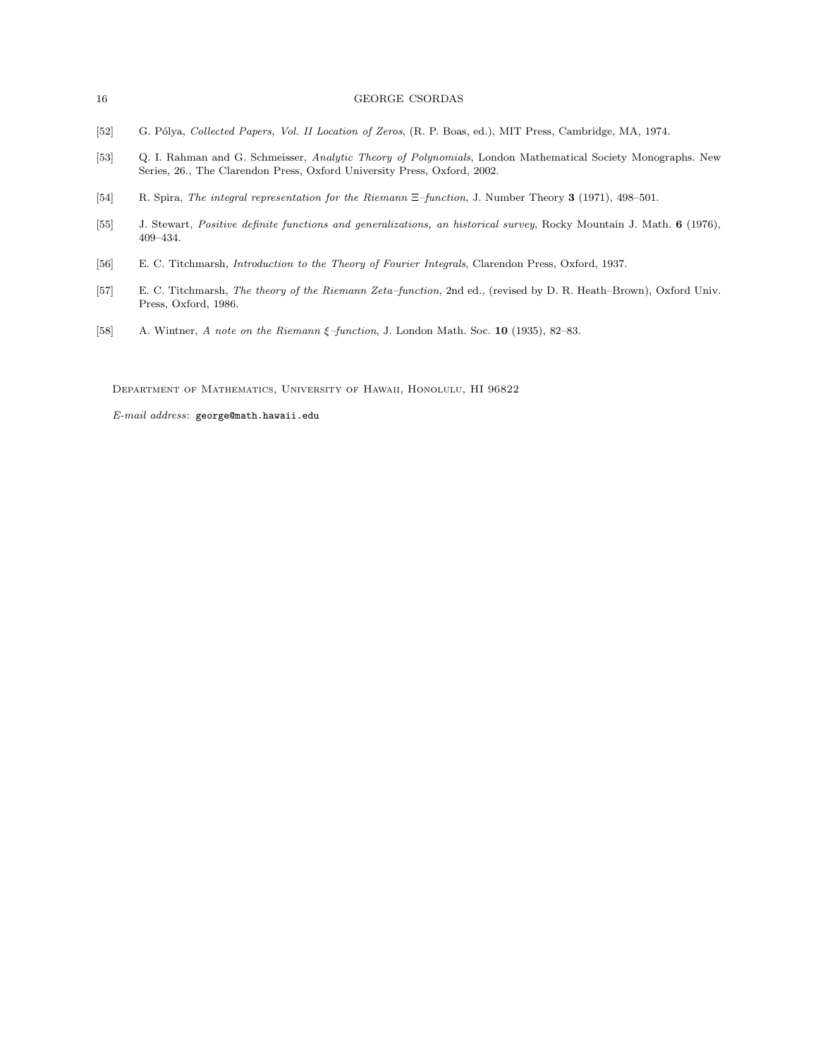[52] G. Pólya, *Collected Papers, Vol. II Location of Zeros*, (R. P. Boas, ed.), MIT Press, Cambridge, MA, 1974.

[53] Q. I. Rahman and G. Schmeisser, *Analytic Theory of Polynomials*, London Mathematical Society Monographs. New Series, 26., The Clarendon Press, Oxford University Press, Oxford, 2002.

[54] R. Spira, *The integral representation for the Riemann $\Xi$–function*, J. Number Theory **3** (1971), 498–501.

[55] J. Stewart, *Positive definite functions and generalizations, an historical survey*, Rocky Mountain J. Math. **6** (1976), 409–434.

[56] E. C. Titchmarsh, *Introduction to the Theory of Fourier Integrals*, Clarendon Press, Oxford, 1937.

[57] E. C. Titchmarsh, *The theory of the Riemann Zeta–function*, 2nd ed., (revised by D. R. Heath–Brown), Oxford Univ. Press, Oxford, 1986.

[58] A. Wintner, *A note on the Riemann $\xi$–function*, J. London Math. Soc. **10** (1935), 82–83.

Department of Mathematics, University of Hawaii, Honolulu, HI 96822

*E-mail address*: george@math.hawaii.edu